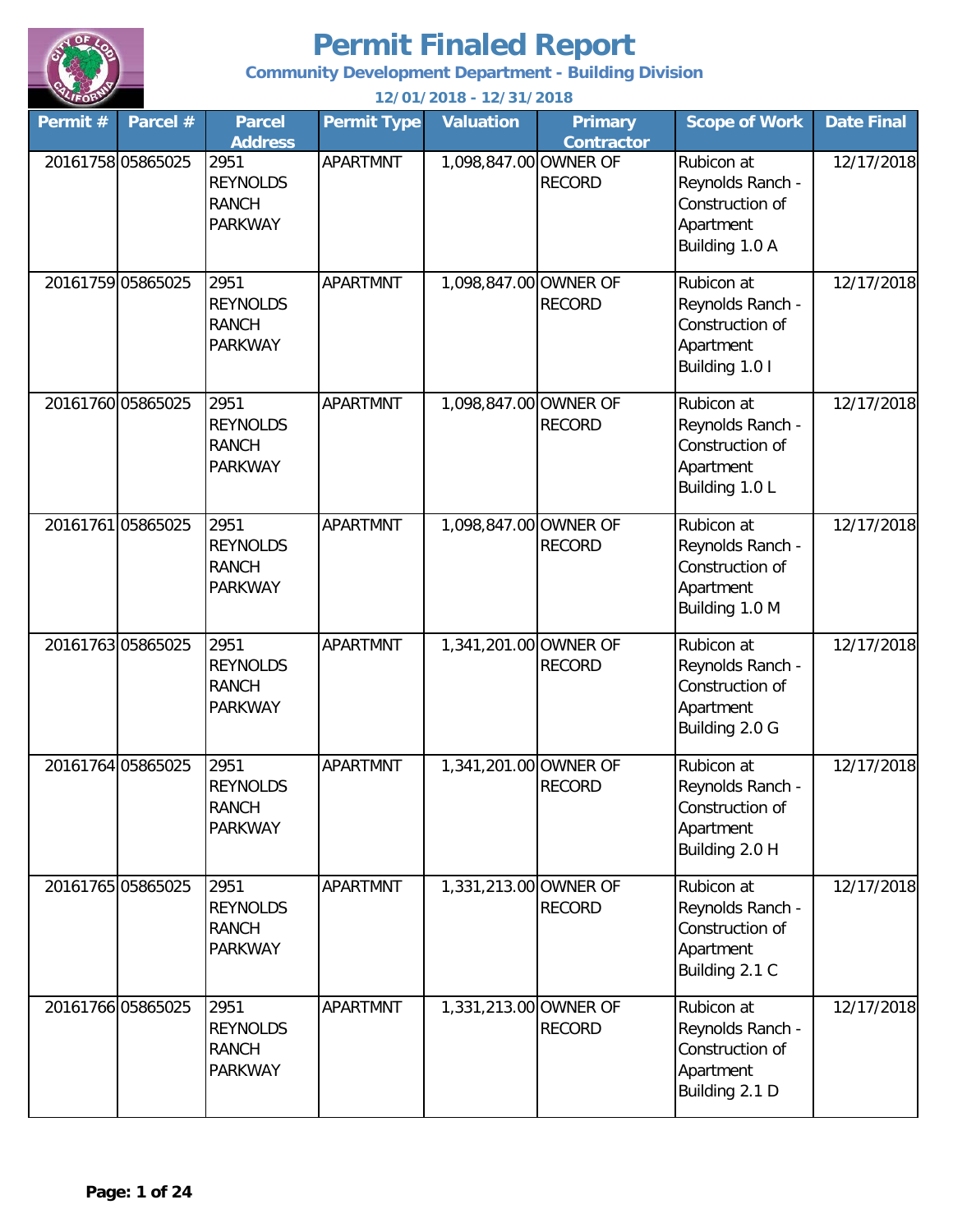# Permit Finaled Report

**Community Development Department - Building Division**

**12/01/2018 - 12/31/2018**

| Permit # | Parcel # | Parcel Address | Permit Type | Valuation | Primary Contractor | Scope of Work | Date Final |
|---|---|---|---|---|---|---|---|
| 20161758 | 05865025 | 2951 REYNOLDS RANCH PARKWAY | APARTMNT | 1,098,847.00 | OWNER OF RECORD | Rubicon at Reynolds Ranch - Construction of Apartment Building 1.0 A | 12/17/2018 |
| 20161759 | 05865025 | 2951 REYNOLDS RANCH PARKWAY | APARTMNT | 1,098,847.00 | OWNER OF RECORD | Rubicon at Reynolds Ranch - Construction of Apartment Building 1.0 I | 12/17/2018 |
| 20161760 | 05865025 | 2951 REYNOLDS RANCH PARKWAY | APARTMNT | 1,098,847.00 | OWNER OF RECORD | Rubicon at Reynolds Ranch - Construction of Apartment Building 1.0 L | 12/17/2018 |
| 20161761 | 05865025 | 2951 REYNOLDS RANCH PARKWAY | APARTMNT | 1,098,847.00 | OWNER OF RECORD | Rubicon at Reynolds Ranch - Construction of Apartment Building 1.0 M | 12/17/2018 |
| 20161763 | 05865025 | 2951 REYNOLDS RANCH PARKWAY | APARTMNT | 1,341,201.00 | OWNER OF RECORD | Rubicon at Reynolds Ranch - Construction of Apartment Building 2.0 G | 12/17/2018 |
| 20161764 | 05865025 | 2951 REYNOLDS RANCH PARKWAY | APARTMNT | 1,341,201.00 | OWNER OF RECORD | Rubicon at Reynolds Ranch - Construction of Apartment Building 2.0 H | 12/17/2018 |
| 20161765 | 05865025 | 2951 REYNOLDS RANCH PARKWAY | APARTMNT | 1,331,213.00 | OWNER OF RECORD | Rubicon at Reynolds Ranch - Construction of Apartment Building 2.1 C | 12/17/2018 |
| 20161766 | 05865025 | 2951 REYNOLDS RANCH PARKWAY | APARTMNT | 1,331,213.00 | OWNER OF RECORD | Rubicon at Reynolds Ranch - Construction of Apartment Building 2.1 D | 12/17/2018 |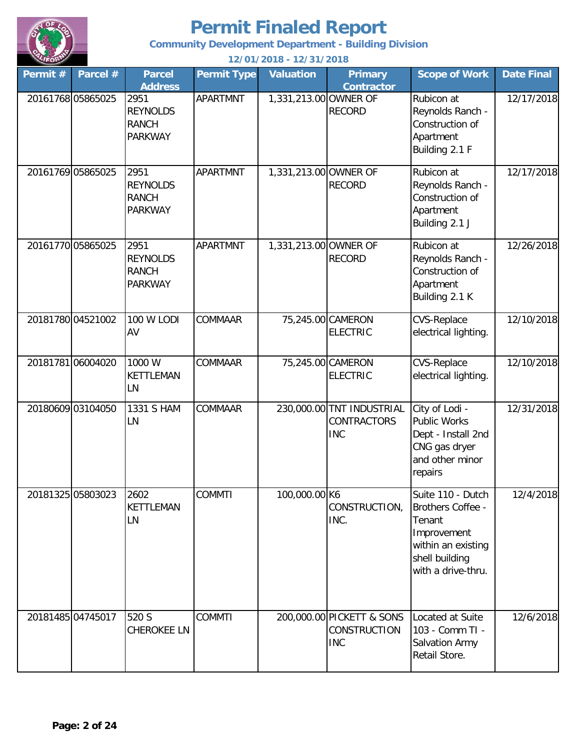# Permit Finaled Report

**Community Development Department - Building Division**

**12/01/2018 - 12/31/2018**

| Permit # | Parcel # | Parcel Address | Permit Type | Valuation | Primary Contractor | Scope of Work | Date Final |
|---|---|---|---|---|---|---|---|
| 20161768 | 05865025 | 2951 REYNOLDS RANCH PARKWAY | APARTMNT | 1,331,213.00 | OWNER OF RECORD | Rubicon at Reynolds Ranch - Construction of Apartment Building 2.1 F | 12/17/2018 |
| 20161769 | 05865025 | 2951 REYNOLDS RANCH PARKWAY | APARTMNT | 1,331,213.00 | OWNER OF RECORD | Rubicon at Reynolds Ranch - Construction of Apartment Building 2.1 J | 12/17/2018 |
| 20161770 | 05865025 | 2951 REYNOLDS RANCH PARKWAY | APARTMNT | 1,331,213.00 | OWNER OF RECORD | Rubicon at Reynolds Ranch - Construction of Apartment Building 2.1 K | 12/26/2018 |
| 20181780 | 04521002 | 100 W LODI AV | COMMAAR | 75,245.00 | CAMERON ELECTRIC | CVS-Replace electrical lighting. | 12/10/2018 |
| 20181781 | 06004020 | 1000 W KETTLEMAN LN | COMMAAR | 75,245.00 | CAMERON ELECTRIC | CVS-Replace electrical lighting. | 12/10/2018 |
| 20180609 | 03104050 | 1331 S HAM LN | COMMAAR | 230,000.00 | TNT INDUSTRIAL CONTRACTORS INC | City of Lodi - Public Works Dept - Install 2nd CNG gas dryer and other minor repairs | 12/31/2018 |
| 20181325 | 05803023 | 2602 KETTLEMAN LN | COMMTI | 100,000.00 | K6 CONSTRUCTION, INC. | Suite 110 - Dutch Brothers Coffee - Tenant Improvement within an existing shell building with a drive-thru. | 12/4/2018 |
| 20181485 | 04745017 | 520 S CHEROKEE LN | COMMTI | 200,000.00 | PICKETT & SONS CONSTRUCTION INC | Located at Suite 103 - Comm TI - Salvation Army Retail Store. | 12/6/2018 |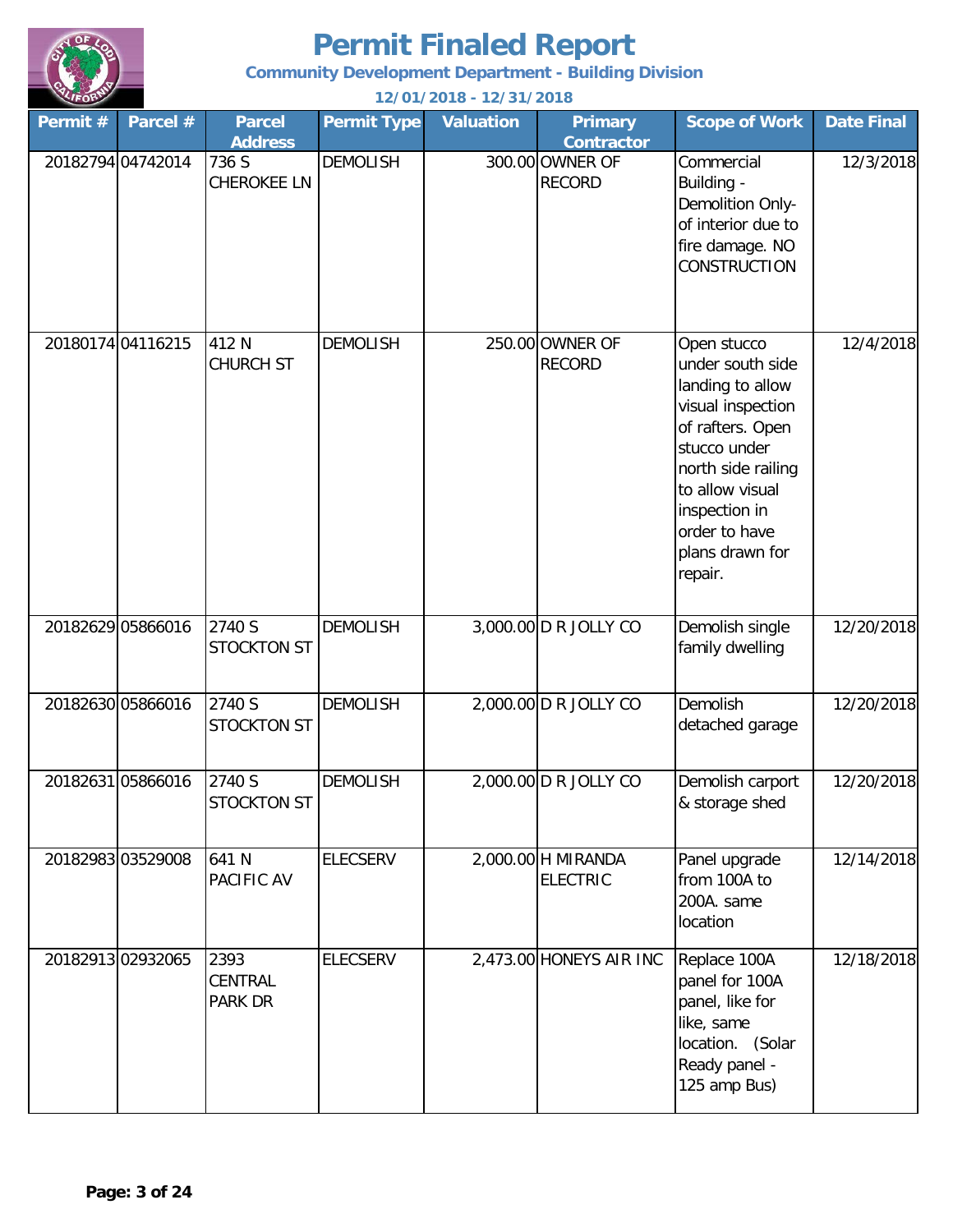# Permit Finaled Report

**Community Development Department - Building Division**

**12/01/2018 - 12/31/2018**

| Permit # | Parcel # | Parcel Address | Permit Type | Valuation | Primary Contractor | Scope of Work | Date Final |
|---|---|---|---|---|---|---|---|
| 20182794 | 04742014 | 736 S CHEROKEE LN | DEMOLISH | 300.00 | OWNER OF RECORD | Commercial Building - Demolition Only- of interior due to fire damage. NO CONSTRUCTION | 12/3/2018 |
| 20180174 | 04116215 | 412 N CHURCH ST | DEMOLISH | 250.00 | OWNER OF RECORD | Open stucco under south side landing to allow visual inspection of rafters. Open stucco under north side railing to allow visual inspection in order to have plans drawn for repair. | 12/4/2018 |
| 20182629 | 05866016 | 2740 S STOCKTON ST | DEMOLISH | 3,000.00 | D R JOLLY CO | Demolish single family dwelling | 12/20/2018 |
| 20182630 | 05866016 | 2740 S STOCKTON ST | DEMOLISH | 2,000.00 | D R JOLLY CO | Demolish detached garage | 12/20/2018 |
| 20182631 | 05866016 | 2740 S STOCKTON ST | DEMOLISH | 2,000.00 | D R JOLLY CO | Demolish carport & storage shed | 12/20/2018 |
| 20182983 | 03529008 | 641 N PACIFIC AV | ELECSERV | 2,000.00 | H MIRANDA ELECTRIC | Panel upgrade from 100A to 200A. same location | 12/14/2018 |
| 20182913 | 02932065 | 2393 CENTRAL PARK DR | ELECSERV | 2,473.00 | HONEYS AIR INC | Replace 100A panel for 100A panel, like for like, same location. (Solar Ready panel - 125 amp Bus) | 12/18/2018 |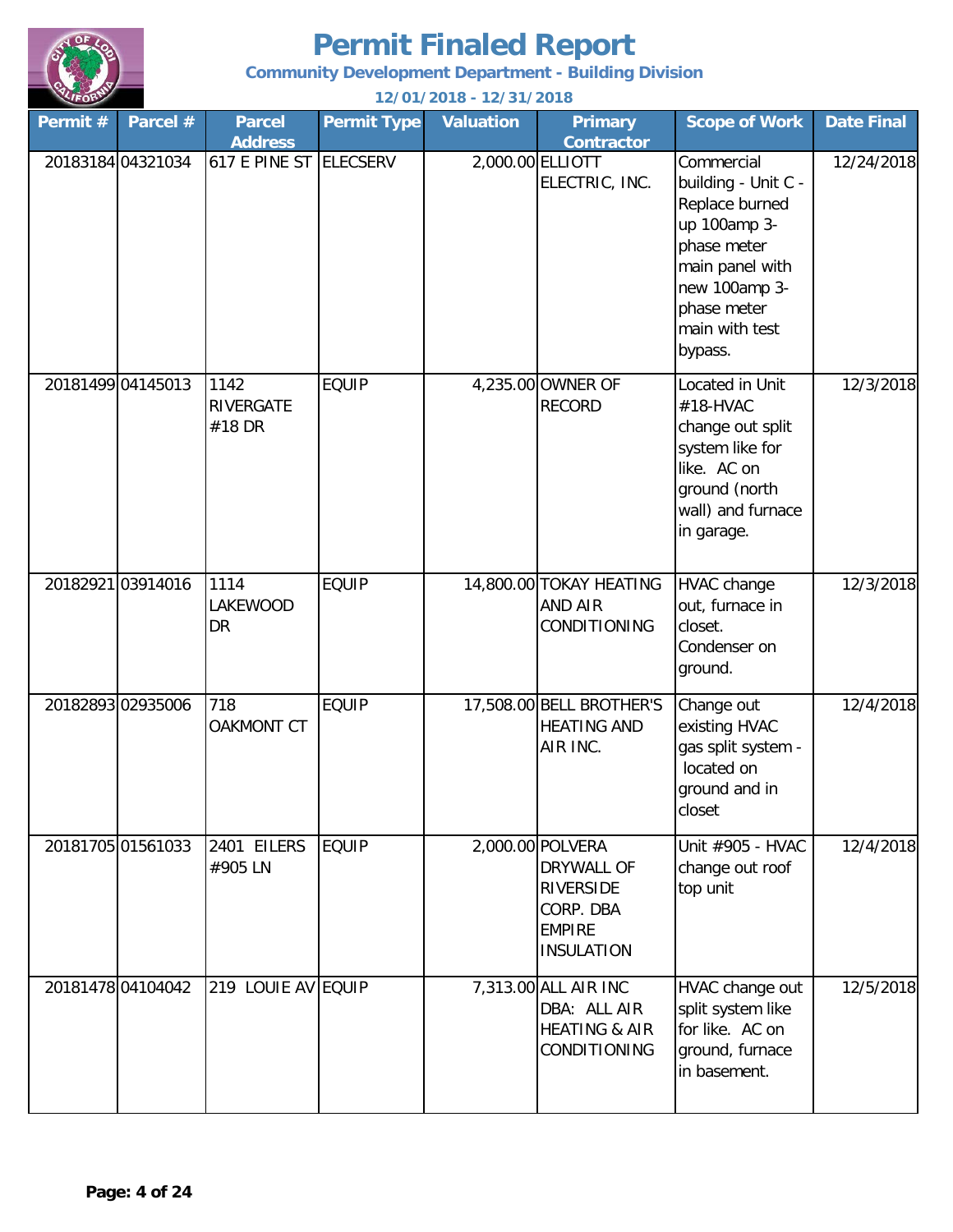# Permit Finaled Report

**Community Development Department - Building Division**

**12/01/2018 - 12/31/2018**

| Permit # | Parcel # | Parcel Address | Permit Type | Valuation | Primary Contractor | Scope of Work | Date Final |
|---|---|---|---|---|---|---|---|
| 20183184 | 04321034 | 617 E PINE ST | ELECSERV | 2,000.00 | ELLIOTT ELECTRIC, INC. | Commercial building - Unit C - Replace burned up 100amp 3-phase meter main panel with new 100amp 3-phase meter main with test bypass. | 12/24/2018 |
| 20181499 | 04145013 | 1142 RIVERGATE #18 DR | EQUIP | 4,235.00 | OWNER OF RECORD | Located in Unit #18-HVAC change out split system like for like. AC on ground (north wall) and furnace in garage. | 12/3/2018 |
| 20182921 | 03914016 | 1114 LAKEWOOD DR | EQUIP | 14,800.00 | TOKAY HEATING AND AIR CONDITIONING | HVAC change out, furnace in closet. Condenser on ground. | 12/3/2018 |
| 20182893 | 02935006 | 718 OAKMONT CT | EQUIP | 17,508.00 | BELL BROTHER'S HEATING AND AIR INC. | Change out existing HVAC gas split system - located on ground and in closet | 12/4/2018 |
| 20181705 | 01561033 | 2401 EILERS #905 LN | EQUIP | 2,000.00 | POLVERA DRYWALL OF RIVERSIDE CORP. DBA EMPIRE INSULATION | Unit #905 - HVAC change out roof top unit | 12/4/2018 |
| 20181478 | 04104042 | 219 LOUIE AV | EQUIP | 7,313.00 | ALL AIR INC DBA: ALL AIR HEATING & AIR CONDITIONING | HVAC change out split system like for like. AC on ground, furnace in basement. | 12/5/2018 |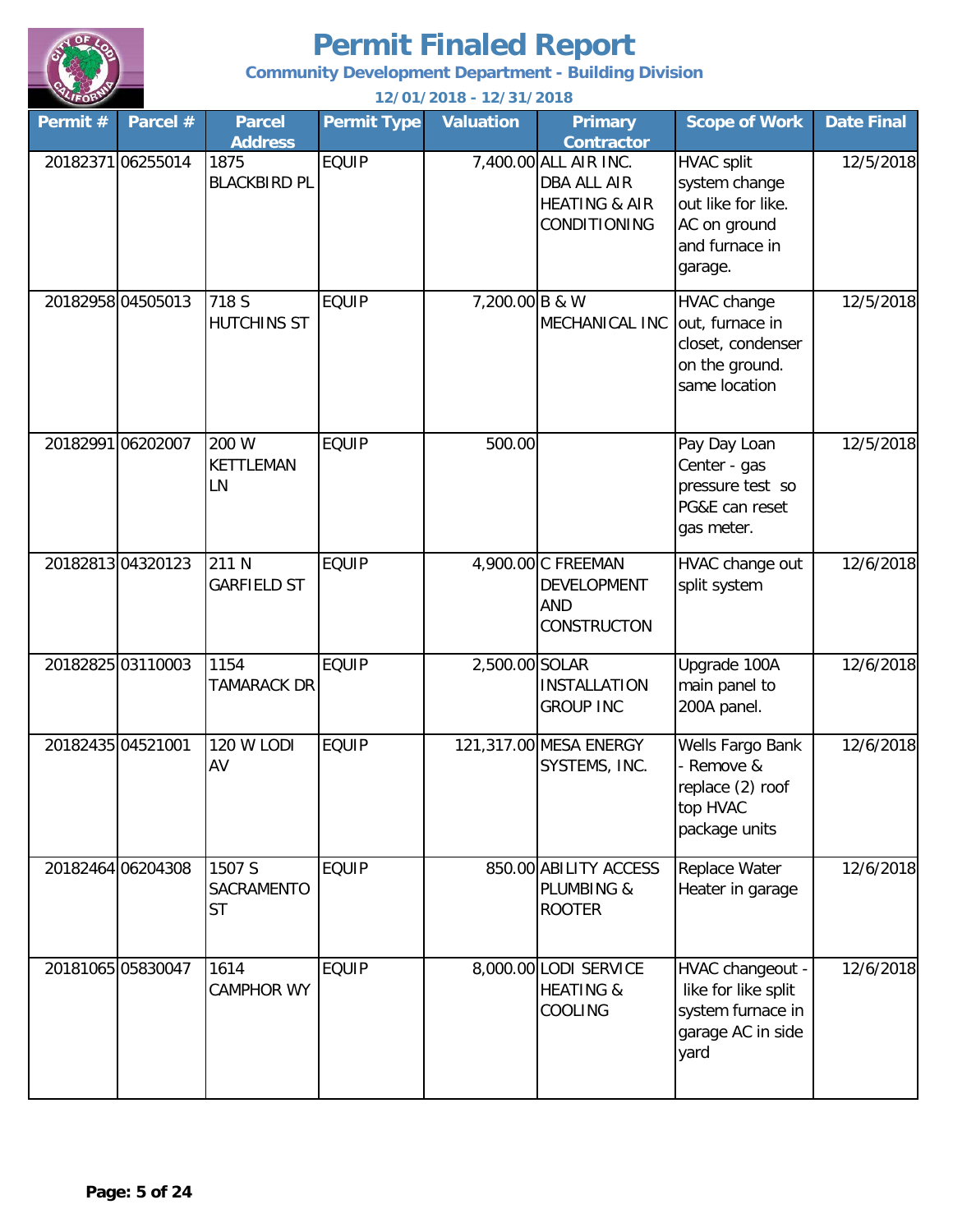# Permit Finaled Report

**Community Development Department - Building Division**

**12/01/2018 - 12/31/2018**

| Permit # | Parcel # | Parcel Address | Permit Type | Valuation | Primary Contractor | Scope of Work | Date Final |
|---|---|---|---|---|---|---|---|
| 20182371 | 06255014 | 1875 BLACKBIRD PL | EQUIP | 7,400.00 | ALL AIR INC. DBA ALL AIR HEATING & AIR CONDITIONING | HVAC split system change out like for like. AC on ground and furnace in garage. | 12/5/2018 |
| 20182958 | 04505013 | 718 S HUTCHINS ST | EQUIP | 7,200.00 | B & W MECHANICAL INC | HVAC change out, furnace in closet, condenser on the ground. same location | 12/5/2018 |
| 20182991 | 06202007 | 200 W KETTLEMAN LN | EQUIP | 500.00 | | Pay Day Loan Center - gas pressure test so PG&E can reset gas meter. | 12/5/2018 |
| 20182813 | 04320123 | 211 N GARFIELD ST | EQUIP | 4,900.00 | C FREEMAN DEVELOPMENT AND CONSTRUCTON | HVAC change out split system | 12/6/2018 |
| 20182825 | 03110003 | 1154 TAMARACK DR | EQUIP | 2,500.00 | SOLAR INSTALLATION GROUP INC | Upgrade 100A main panel to 200A panel. | 12/6/2018 |
| 20182435 | 04521001 | 120 W LODI AV | EQUIP | 121,317.00 | MESA ENERGY SYSTEMS, INC. | Wells Fargo Bank - Remove & replace (2) roof top HVAC package units | 12/6/2018 |
| 20182464 | 06204308 | 1507 S SACRAMENTO ST | EQUIP | 850.00 | ABILITY ACCESS PLUMBING & ROOTER | Replace Water Heater in garage | 12/6/2018 |
| 20181065 | 05830047 | 1614 CAMPHOR WY | EQUIP | 8,000.00 | LODI SERVICE HEATING & COOLING | HVAC changeout - like for like split system furnace in garage AC in side yard | 12/6/2018 |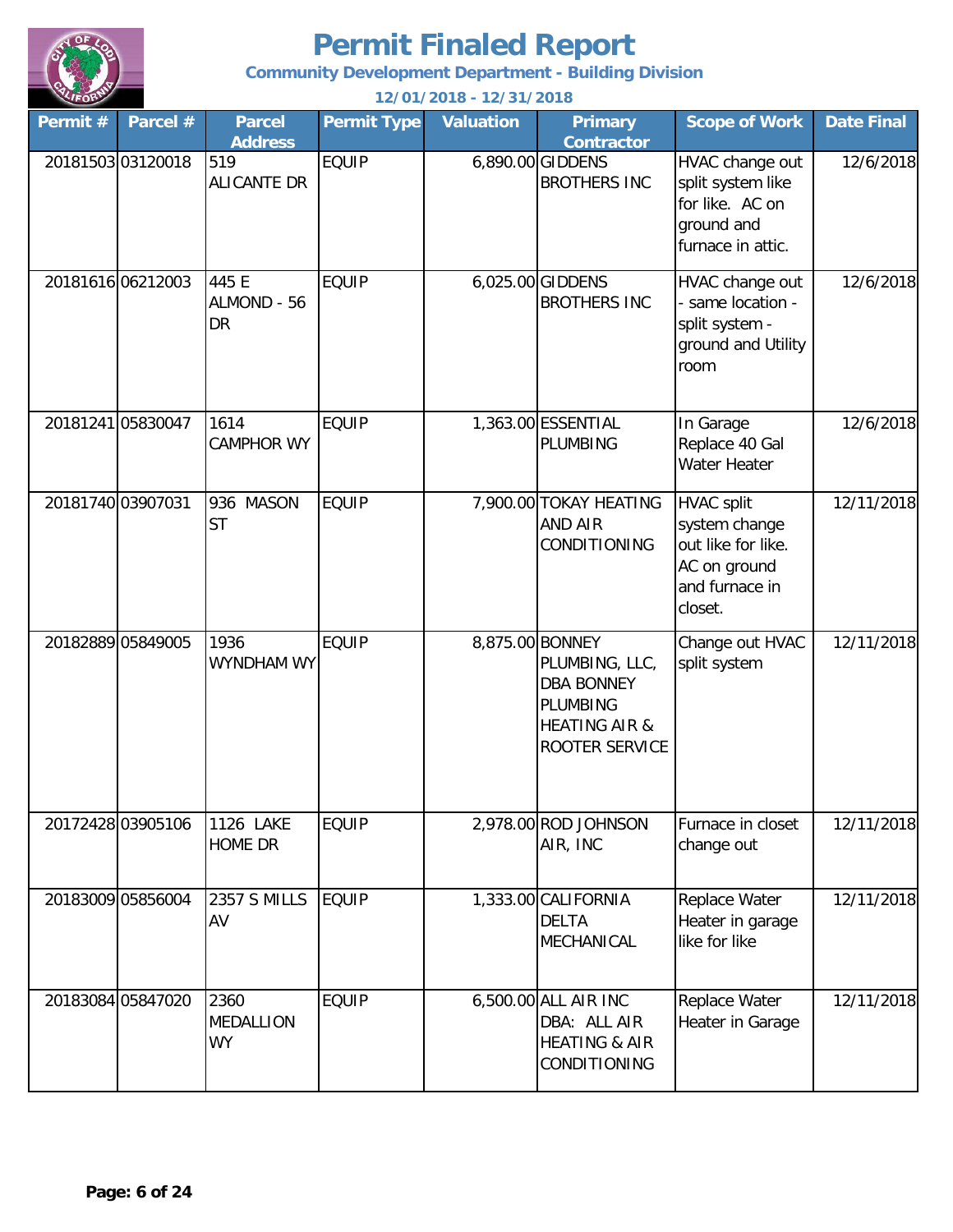# Permit Finaled Report

**Community Development Department - Building Division**

**12/01/2018 - 12/31/2018**

| Permit # | Parcel # | Parcel Address | Permit Type | Valuation | Primary Contractor | Scope of Work | Date Final |
|---|---|---|---|---|---|---|---|
| 20181503 | 03120018 | 519 ALICANTE DR | EQUIP | 6,890.00 | GIDDENS BROTHERS INC | HVAC change out split system like for like. AC on ground and furnace in attic. | 12/6/2018 |
| 20181616 | 06212003 | 445 E ALMOND - 56 DR | EQUIP | 6,025.00 | GIDDENS BROTHERS INC | HVAC change out - same location - split system - ground and Utility room | 12/6/2018 |
| 20181241 | 05830047 | 1614 CAMPHOR WY | EQUIP | 1,363.00 | ESSENTIAL PLUMBING | In Garage Replace 40 Gal Water Heater | 12/6/2018 |
| 20181740 | 03907031 | 936 MASON ST | EQUIP | 7,900.00 | TOKAY HEATING AND AIR CONDITIONING | HVAC split system change out like for like. AC on ground and furnace in closet. | 12/11/2018 |
| 20182889 | 05849005 | 1936 WYNDHAM WY | EQUIP | 8,875.00 | BONNEY PLUMBING, LLC, DBA BONNEY PLUMBING HEATING AIR & ROOTER SERVICE | Change out HVAC split system | 12/11/2018 |
| 20172428 | 03905106 | 1126 LAKE HOME DR | EQUIP | 2,978.00 | ROD JOHNSON AIR, INC | Furnace in closet change out | 12/11/2018 |
| 20183009 | 05856004 | 2357 S MILLS AV | EQUIP | 1,333.00 | CALIFORNIA DELTA MECHANICAL | Replace Water Heater in garage like for like | 12/11/2018 |
| 20183084 | 05847020 | 2360 MEDALLION WY | EQUIP | 6,500.00 | ALL AIR INC DBA: ALL AIR HEATING & AIR CONDITIONING | Replace Water Heater in Garage | 12/11/2018 |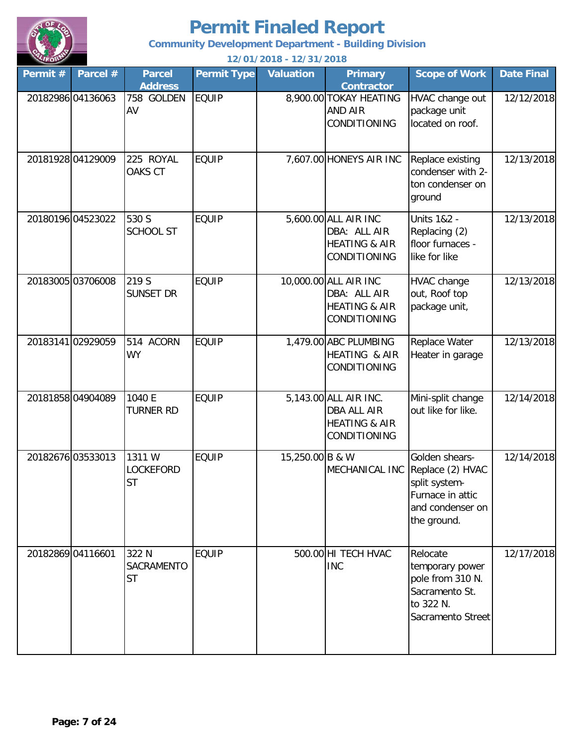# Permit Finaled Report

**Community Development Department - Building Division**

**12/01/2018 - 12/31/2018**

| Permit # | Parcel # | Parcel Address | Permit Type | Valuation | Primary Contractor | Scope of Work | Date Final |
|---|---|---|---|---|---|---|---|
| 20182986 | 04136063 | 758 GOLDEN AV | EQUIP | 8,900.00 | TOKAY HEATING AND AIR CONDITIONING | HVAC change out package unit located on roof. | 12/12/2018 |
| 20181928 | 04129009 | 225 ROYAL OAKS CT | EQUIP | 7,607.00 | HONEYS AIR INC | Replace existing condenser with 2-ton condenser on ground | 12/13/2018 |
| 20180196 | 04523022 | 530 S SCHOOL ST | EQUIP | 5,600.00 | ALL AIR INC DBA: ALL AIR HEATING & AIR CONDITIONING | Units 1&2 - Replacing (2) floor furnaces - like for like | 12/13/2018 |
| 20183005 | 03706008 | 219 S SUNSET DR | EQUIP | 10,000.00 | ALL AIR INC DBA: ALL AIR HEATING & AIR CONDITIONING | HVAC change out, Roof top package unit, | 12/13/2018 |
| 20183141 | 02929059 | 514 ACORN WY | EQUIP | 1,479.00 | ABC PLUMBING HEATING & AIR CONDITIONING | Replace Water Heater in garage | 12/13/2018 |
| 20181858 | 04904089 | 1040 E TURNER RD | EQUIP | 5,143.00 | ALL AIR INC. DBA ALL AIR HEATING & AIR CONDITIONING | Mini-split change out like for like. | 12/14/2018 |
| 20182676 | 03533013 | 1311 W LOCKEFORD ST | EQUIP | 15,250.00 | B & W MECHANICAL INC | Golden shears-Replace (2) HVAC split system-Furnace in attic and condenser on the ground. | 12/14/2018 |
| 20182869 | 04116601 | 322 N SACRAMENTO ST | EQUIP | 500.00 | HI TECH HVAC INC | Relocate temporary power pole from 310 N. Sacramento St. to 322 N. Sacramento Street | 12/17/2018 |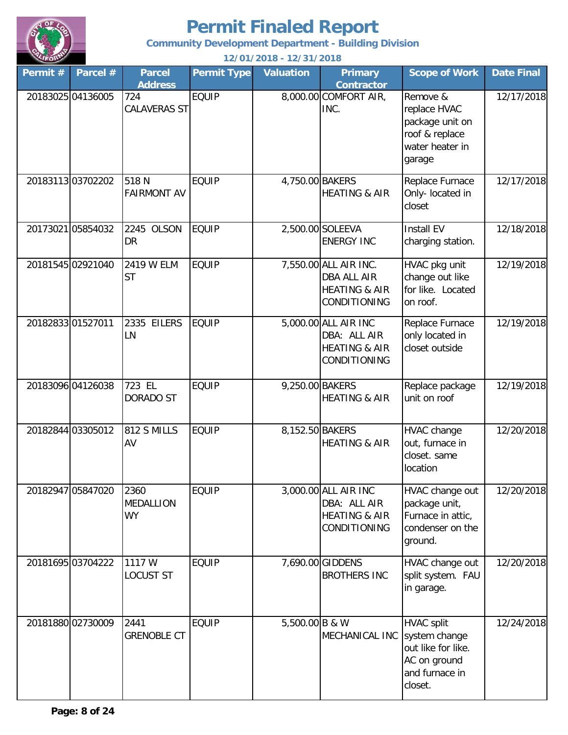# Permit Finaled Report

**Community Development Department - Building Division**

**12/01/2018 - 12/31/2018**

| Permit # | Parcel # | Parcel Address | Permit Type | Valuation | Primary Contractor | Scope of Work | Date Final |
|---|---|---|---|---|---|---|---|
| 20183025 | 04136005 | 724 CALAVERAS ST | EQUIP | 8,000.00 | COMFORT AIR, INC. | Remove & replace HVAC package unit on roof & replace water heater in garage | 12/17/2018 |
| 20183113 | 03702202 | 518 N FAIRMONT AV | EQUIP | 4,750.00 | BAKERS HEATING & AIR | Replace Furnace Only- located in closet | 12/17/2018 |
| 20173021 | 05854032 | 2245 OLSON DR | EQUIP | 2,500.00 | SOLEEVA ENERGY INC | Install EV charging station. | 12/18/2018 |
| 20181545 | 02921040 | 2419 W ELM ST | EQUIP | 7,550.00 | ALL AIR INC. DBA ALL AIR HEATING & AIR CONDITIONING | HVAC pkg unit change out like for like. Located on roof. | 12/19/2018 |
| 20182833 | 01527011 | 2335 EILERS LN | EQUIP | 5,000.00 | ALL AIR INC DBA: ALL AIR HEATING & AIR CONDITIONING | Replace Furnace only located in closet outside | 12/19/2018 |
| 20183096 | 04126038 | 723 EL DORADO ST | EQUIP | 9,250.00 | BAKERS HEATING & AIR | Replace package unit on roof | 12/19/2018 |
| 20182844 | 03305012 | 812 S MILLS AV | EQUIP | 8,152.50 | BAKERS HEATING & AIR | HVAC change out, furnace in closet. same location | 12/20/2018 |
| 20182947 | 05847020 | 2360 MEDALLION WY | EQUIP | 3,000.00 | ALL AIR INC DBA: ALL AIR HEATING & AIR CONDITIONING | HVAC change out package unit, Furnace in attic, condenser on the ground. | 12/20/2018 |
| 20181695 | 03704222 | 1117 W LOCUST ST | EQUIP | 7,690.00 | GIDDENS BROTHERS INC | HVAC change out split system. FAU in garage. | 12/20/2018 |
| 20181880 | 02730009 | 2441 GRENOBLE CT | EQUIP | 5,500.00 | B & W MECHANICAL INC | HVAC split system change out like for like. AC on ground and furnace in closet. | 12/24/2018 |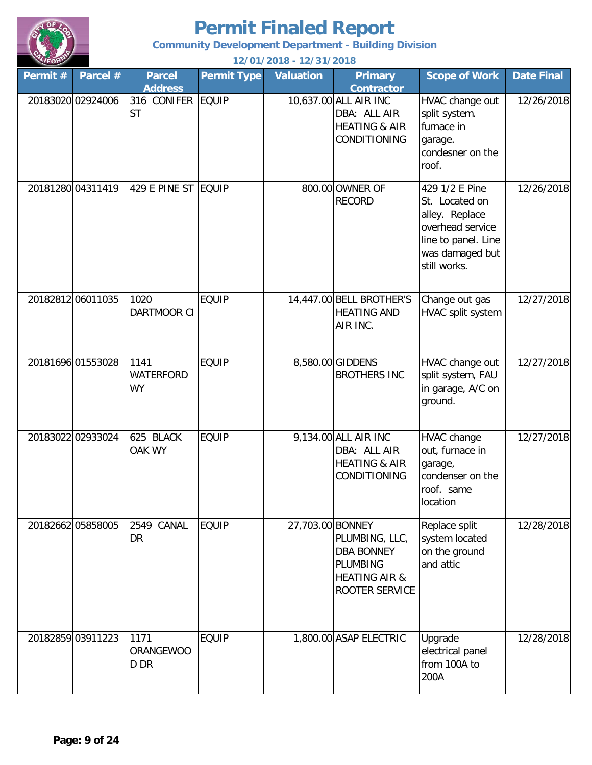# Permit Finaled Report

**Community Development Department - Building Division**

**12/01/2018 - 12/31/2018**

| Permit # | Parcel # | Parcel Address | Permit Type | Valuation | Primary Contractor | Scope of Work | Date Final |
|---|---|---|---|---|---|---|---|
| 20183020 | 02924006 | 316 CONIFER ST | EQUIP | 10,637.00 | ALL AIR INC DBA: ALL AIR HEATING & AIR CONDITIONING | HVAC change out split system. furnace in garage. condesner on the roof. | 12/26/2018 |
| 20181280 | 04311419 | 429 E PINE ST | EQUIP | 800.00 | OWNER OF RECORD | 429 1/2 E Pine St. Located on alley. Replace overhead service line to panel. Line was damaged but still works. | 12/26/2018 |
| 20182812 | 06011035 | 1020 DARTMOOR CI | EQUIP | 14,447.00 | BELL BROTHER'S HEATING AND AIR INC. | Change out gas HVAC split system | 12/27/2018 |
| 20181696 | 01553028 | 1141 WATERFORD WY | EQUIP | 8,580.00 | GIDDENS BROTHERS INC | HVAC change out split system, FAU in garage, A/C on ground. | 12/27/2018 |
| 20183022 | 02933024 | 625 BLACK OAK WY | EQUIP | 9,134.00 | ALL AIR INC DBA: ALL AIR HEATING & AIR CONDITIONING | HVAC change out, furnace in garage, condenser on the roof. same location | 12/27/2018 |
| 20182662 | 05858005 | 2549 CANAL DR | EQUIP | 27,703.00 | BONNEY PLUMBING, LLC, DBA BONNEY PLUMBING HEATING AIR & ROOTER SERVICE | Replace split system located on the ground and attic | 12/28/2018 |
| 20182859 | 03911223 | 1171 ORANGEWOOD DR | EQUIP | 1,800.00 | ASAP ELECTRIC | Upgrade electrical panel from 100A to 200A | 12/28/2018 |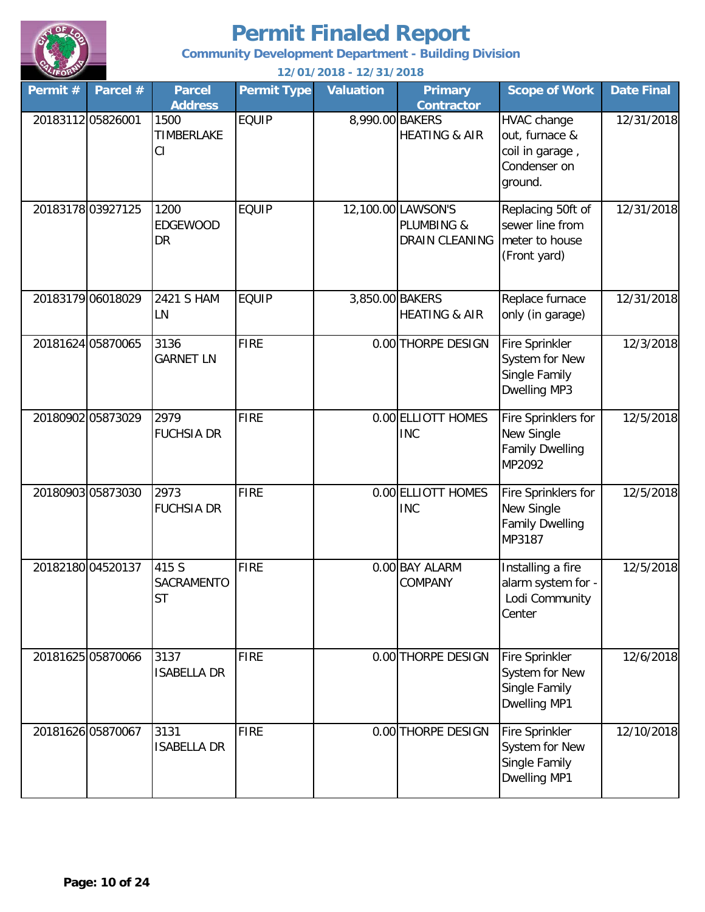# Permit Finaled Report

**Community Development Department - Building Division**

**12/01/2018 - 12/31/2018**

| Permit # | Parcel # | Parcel Address | Permit Type | Valuation | Primary Contractor | Scope of Work | Date Final |
|---|---|---|---|---|---|---|---|
| 20183112 | 05826001 | 1500 TIMBERLAKE CI | EQUIP | 8,990.00 | BAKERS HEATING & AIR | HVAC change out, furnace & coil in garage , Condenser on ground. | 12/31/2018 |
| 20183178 | 03927125 | 1200 EDGEWOOD DR | EQUIP | 12,100.00 | LAWSON'S PLUMBING & DRAIN CLEANING | Replacing 50ft of sewer line from meter to house (Front yard) | 12/31/2018 |
| 20183179 | 06018029 | 2421 S HAM LN | EQUIP | 3,850.00 | BAKERS HEATING & AIR | Replace furnace only (in garage) | 12/31/2018 |
| 20181624 | 05870065 | 3136 GARNET LN | FIRE | 0.00 | THORPE DESIGN | Fire Sprinkler System for New Single Family Dwelling MP3 | 12/3/2018 |
| 20180902 | 05873029 | 2979 FUCHSIA DR | FIRE | 0.00 | ELLIOTT HOMES INC | Fire Sprinklers for New Single Family Dwelling MP2092 | 12/5/2018 |
| 20180903 | 05873030 | 2973 FUCHSIA DR | FIRE | 0.00 | ELLIOTT HOMES INC | Fire Sprinklers for New Single Family Dwelling MP3187 | 12/5/2018 |
| 20182180 | 04520137 | 415 S SACRAMENTO ST | FIRE | 0.00 | BAY ALARM COMPANY | Installing a fire alarm system for - Lodi Community Center | 12/5/2018 |
| 20181625 | 05870066 | 3137 ISABELLA DR | FIRE | 0.00 | THORPE DESIGN | Fire Sprinkler System for New Single Family Dwelling MP1 | 12/6/2018 |
| 20181626 | 05870067 | 3131 ISABELLA DR | FIRE | 0.00 | THORPE DESIGN | Fire Sprinkler System for New Single Family Dwelling MP1 | 12/10/2018 |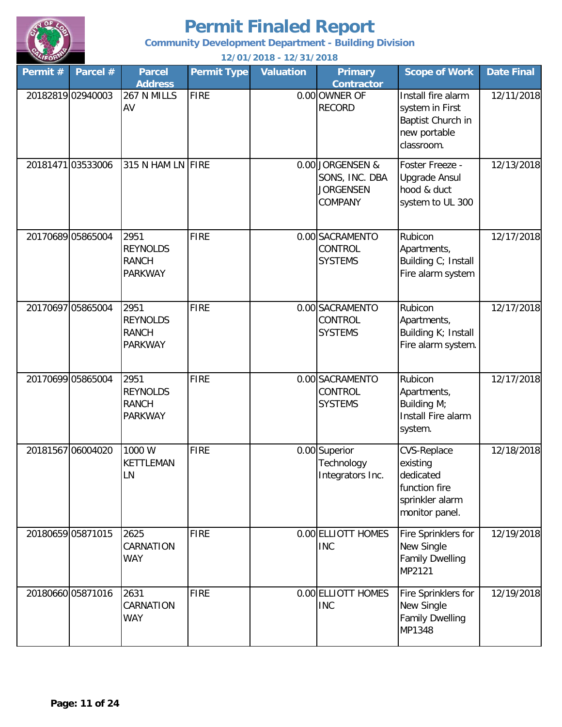# Permit Finaled Report

**Community Development Department - Building Division**

**12/01/2018 - 12/31/2018**

| Permit # | Parcel # | Parcel Address | Permit Type | Valuation | Primary Contractor | Scope of Work | Date Final |
|---|---|---|---|---|---|---|---|
| 20182819 | 02940003 | 267 N MILLS AV | FIRE | 0.00 | OWNER OF RECORD | Install fire alarm system in First Baptist Church in new portable classroom. | 12/11/2018 |
| 20181471 | 03533006 | 315 N HAM LN | FIRE | 0.00 | JORGENSEN & SONS, INC. DBA JORGENSEN COMPANY | Foster Freeze - Upgrade Ansul hood & duct system to UL 300 | 12/13/2018 |
| 20170689 | 05865004 | 2951 REYNOLDS RANCH PARKWAY | FIRE | 0.00 | SACRAMENTO CONTROL SYSTEMS | Rubicon Apartments, Building C; Install Fire alarm system | 12/17/2018 |
| 20170697 | 05865004 | 2951 REYNOLDS RANCH PARKWAY | FIRE | 0.00 | SACRAMENTO CONTROL SYSTEMS | Rubicon Apartments, Building K; Install Fire alarm system. | 12/17/2018 |
| 20170699 | 05865004 | 2951 REYNOLDS RANCH PARKWAY | FIRE | 0.00 | SACRAMENTO CONTROL SYSTEMS | Rubicon Apartments, Building M; Install Fire alarm system. | 12/17/2018 |
| 20181567 | 06004020 | 1000 W KETTLEMAN LN | FIRE | 0.00 | Superior Technology Integrators Inc. | CVS-Replace existing dedicated function fire sprinkler alarm monitor panel. | 12/18/2018 |
| 20180659 | 05871015 | 2625 CARNATION WAY | FIRE | 0.00 | ELLIOTT HOMES INC | Fire Sprinklers for New Single Family Dwelling MP2121 | 12/19/2018 |
| 20180660 | 05871016 | 2631 CARNATION WAY | FIRE | 0.00 | ELLIOTT HOMES INC | Fire Sprinklers for New Single Family Dwelling MP1348 | 12/19/2018 |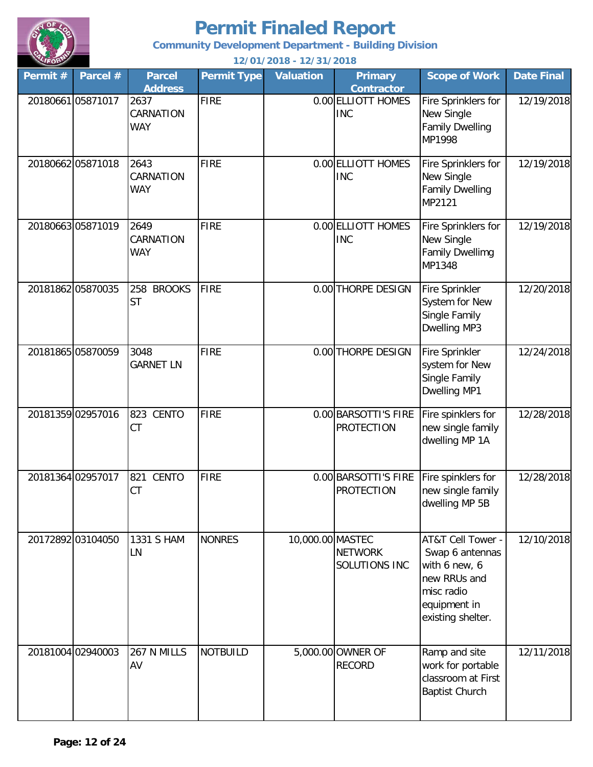# Permit Finaled Report

**Community Development Department - Building Division**

**12/01/2018 - 12/31/2018**

| Permit # | Parcel # | Parcel Address | Permit Type | Valuation | Primary Contractor | Scope of Work | Date Final |
|---|---|---|---|---|---|---|---|
| 20180661 | 05871017 | 2637 CARNATION WAY | FIRE | 0.00 | ELLIOTT HOMES INC | Fire Sprinklers for New Single Family Dwelling MP1998 | 12/19/2018 |
| 20180662 | 05871018 | 2643 CARNATION WAY | FIRE | 0.00 | ELLIOTT HOMES INC | Fire Sprinklers for New Single Family Dwelling MP2121 | 12/19/2018 |
| 20180663 | 05871019 | 2649 CARNATION WAY | FIRE | 0.00 | ELLIOTT HOMES INC | Fire Sprinklers for New Single Family Dwellimg MP1348 | 12/19/2018 |
| 20181862 | 05870035 | 258 BROOKS ST | FIRE | 0.00 | THORPE DESIGN | Fire Sprinkler System for New Single Family Dwelling MP3 | 12/20/2018 |
| 20181865 | 05870059 | 3048 GARNET LN | FIRE | 0.00 | THORPE DESIGN | Fire Sprinkler system for New Single Family Dwelling MP1 | 12/24/2018 |
| 20181359 | 02957016 | 823 CENTO CT | FIRE | 0.00 | BARSOTTI'S FIRE PROTECTION | Fire spinklers for new single family dwelling MP 1A | 12/28/2018 |
| 20181364 | 02957017 | 821 CENTO CT | FIRE | 0.00 | BARSOTTI'S FIRE PROTECTION | Fire spinklers for new single family dwelling MP 5B | 12/28/2018 |
| 20172892 | 03104050 | 1331 S HAM LN | NONRES | 10,000.00 | MASTEC NETWORK SOLUTIONS INC | AT&T Cell Tower - Swap 6 antennas with 6 new, 6 new RRUs and misc radio equipment in existing shelter. | 12/10/2018 |
| 20181004 | 02940003 | 267 N MILLS AV | NOTBUILD | 5,000.00 | OWNER OF RECORD | Ramp and site work for portable classroom at First Baptist Church | 12/11/2018 |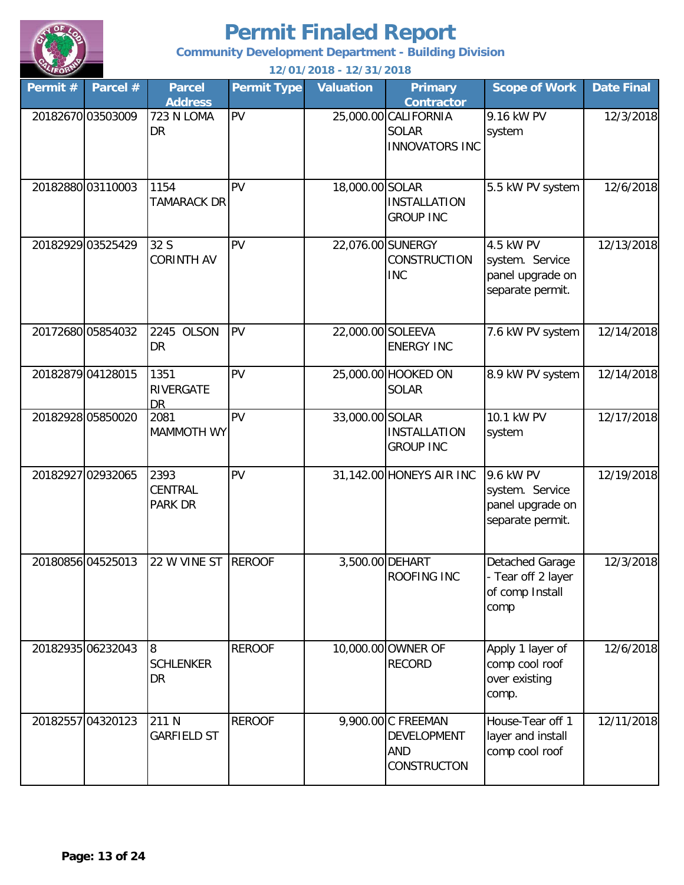# Permit Finaled Report

**Community Development Department - Building Division**

**12/01/2018 - 12/31/2018**

| Permit # | Parcel # | Parcel Address | Permit Type | Valuation | Primary Contractor | Scope of Work | Date Final |
|---|---|---|---|---|---|---|---|
| 20182670 | 03503009 | 723 N LOMA DR | PV | 25,000.00 | CALIFORNIA SOLAR INNOVATORS INC | 9.16 kW PV system | 12/3/2018 |
| 20182880 | 03110003 | 1154 TAMARACK DR | PV | 18,000.00 | SOLAR INSTALLATION GROUP INC | 5.5 kW PV system | 12/6/2018 |
| 20182929 | 03525429 | 32 S CORINTH AV | PV | 22,076.00 | SUNERGY CONSTRUCTION INC | 4.5 kW PV system. Service panel upgrade on separate permit. | 12/13/2018 |
| 20172680 | 05854032 | 2245 OLSON DR | PV | 22,000.00 | SOLEEVA ENERGY INC | 7.6 kW PV system | 12/14/2018 |
| 20182879 | 04128015 | 1351 RIVERGATE DR | PV | 25,000.00 | HOOKED ON SOLAR | 8.9 kW PV system | 12/14/2018 |
| 20182928 | 05850020 | 2081 MAMMOTH WY | PV | 33,000.00 | SOLAR INSTALLATION GROUP INC | 10.1 kW PV system | 12/17/2018 |
| 20182927 | 02932065 | 2393 CENTRAL PARK DR | PV | 31,142.00 | HONEYS AIR INC | 9.6 kW PV system. Service panel upgrade on separate permit. | 12/19/2018 |
| 20180856 | 04525013 | 22 W VINE ST | REROOF | 3,500.00 | DEHART ROOFING INC | Detached Garage - Tear off 2 layer of comp Install comp | 12/3/2018 |
| 20182935 | 06232043 | 8 SCHLENKER DR | REROOF | 10,000.00 | OWNER OF RECORD | Apply 1 layer of comp cool roof over existing comp. | 12/6/2018 |
| 20182557 | 04320123 | 211 N GARFIELD ST | REROOF | 9,900.00 | C FREEMAN DEVELOPMENT AND CONSTRUCTON | House-Tear off 1 layer and install comp cool roof | 12/11/2018 |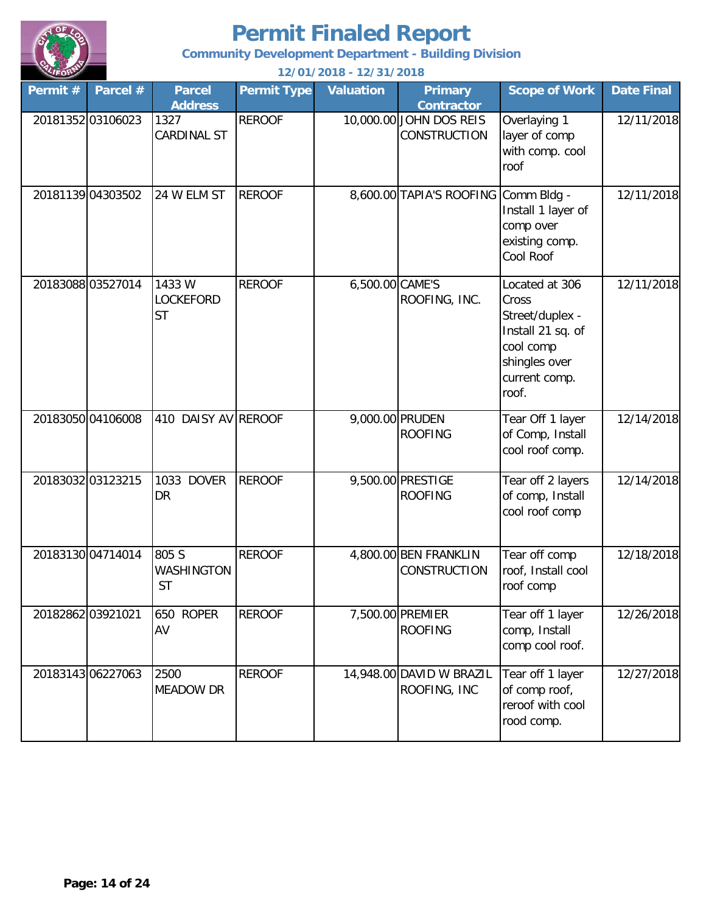# Permit Finaled Report

**Community Development Department - Building Division**

**12/01/2018 - 12/31/2018**

| Permit # | Parcel # | Parcel Address | Permit Type | Valuation | Primary Contractor | Scope of Work | Date Final |
|---|---|---|---|---|---|---|---|
| 20181352 | 03106023 | 1327 CARDINAL ST | REROOF | 10,000.00 | JOHN DOS REIS CONSTRUCTION | Overlaying 1 layer of comp with comp. cool roof | 12/11/2018 |
| 20181139 | 04303502 | 24 W ELM ST | REROOF | 8,600.00 | TAPIA'S ROOFING | Comm Bldg - Install 1 layer of comp over existing comp. Cool Roof | 12/11/2018 |
| 20183088 | 03527014 | 1433 W LOCKEFORD ST | REROOF | 6,500.00 | CAME'S ROOFING, INC. | Located at 306 Cross Street/duplex - Install 21 sq. of cool comp shingles over current comp. roof. | 12/11/2018 |
| 20183050 | 04106008 | 410 DAISY AV | REROOF | 9,000.00 | PRUDEN ROOFING | Tear Off 1 layer of Comp, Install cool roof comp. | 12/14/2018 |
| 20183032 | 03123215 | 1033 DOVER DR | REROOF | 9,500.00 | PRESTIGE ROOFING | Tear off 2 layers of comp, Install cool roof comp | 12/14/2018 |
| 20183130 | 04714014 | 805 S WASHINGTON ST | REROOF | 4,800.00 | BEN FRANKLIN CONSTRUCTION | Tear off comp roof, Install cool roof comp | 12/18/2018 |
| 20182862 | 03921021 | 650 ROPER AV | REROOF | 7,500.00 | PREMIER ROOFING | Tear off 1 layer comp, Install comp cool roof. | 12/26/2018 |
| 20183143 | 06227063 | 2500 MEADOW DR | REROOF | 14,948.00 | DAVID W BRAZIL ROOFING, INC | Tear off 1 layer of comp roof, reroof with cool rood comp. | 12/27/2018 |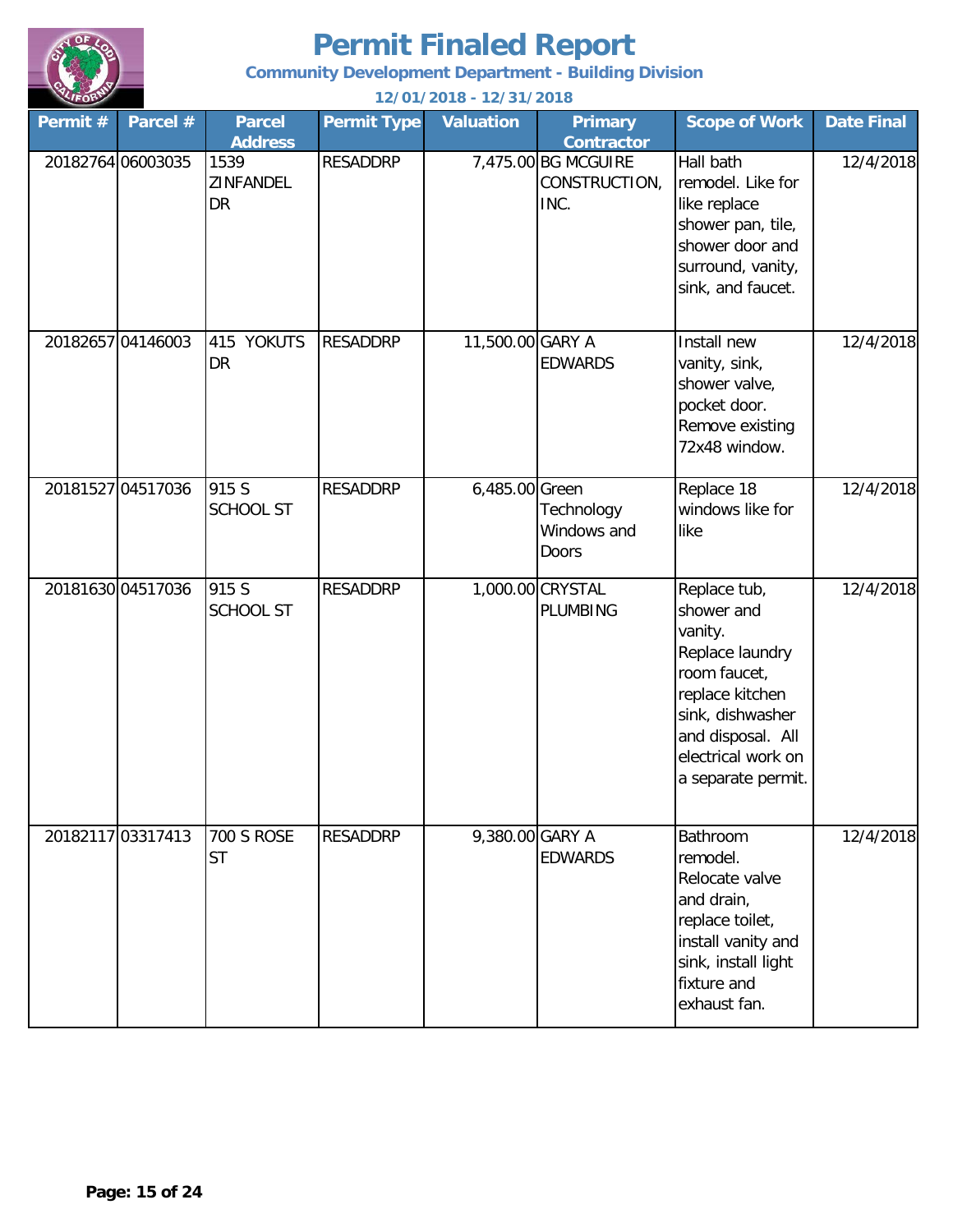# Permit Finaled Report

**Community Development Department - Building Division**

**12/01/2018 - 12/31/2018**

| Permit # | Parcel # | Parcel Address | Permit Type | Valuation | Primary Contractor | Scope of Work | Date Final |
|---|---|---|---|---|---|---|---|
| 20182764 | 06003035 | 1539 ZINFANDEL DR | RESADDRP | 7,475.00 | BG MCGUIRE CONSTRUCTION, INC. | Hall bath remodel. Like for like replace shower pan, tile, shower door and surround, vanity, sink, and faucet. | 12/4/2018 |
| 20182657 | 04146003 | 415 YOKUTS DR | RESADDRP | 11,500.00 | GARY A EDWARDS | Install new vanity, sink, shower valve, pocket door. Remove existing 72x48 window. | 12/4/2018 |
| 20181527 | 04517036 | 915 S SCHOOL ST | RESADDRP | 6,485.00 | Green Technology Windows and Doors | Replace 18 windows like for like | 12/4/2018 |
| 20181630 | 04517036 | 915 S SCHOOL ST | RESADDRP | 1,000.00 | CRYSTAL PLUMBING | Replace tub, shower and vanity. Replace laundry room faucet, replace kitchen sink, dishwasher and disposal. All electrical work on a separate permit. | 12/4/2018 |
| 20182117 | 03317413 | 700 S ROSE ST | RESADDRP | 9,380.00 | GARY A EDWARDS | Bathroom remodel. Relocate valve and drain, replace toilet, install vanity and sink, install light fixture and exhaust fan. | 12/4/2018 |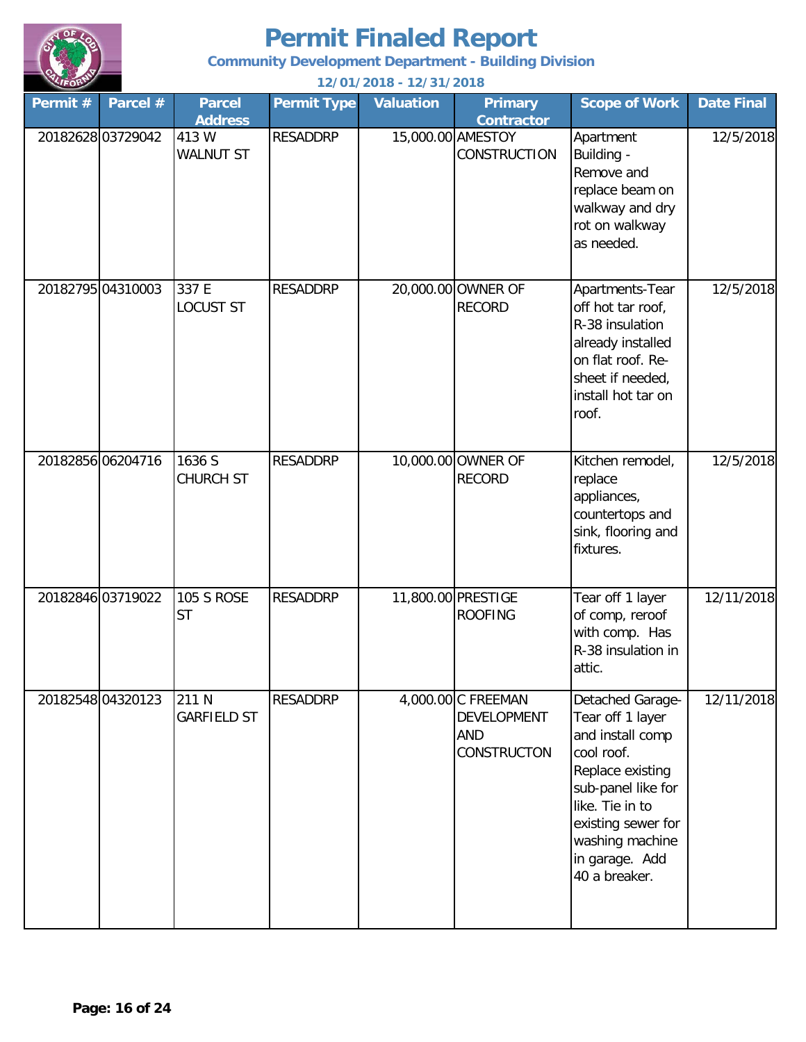# Permit Finaled Report

**Community Development Department - Building Division**

**12/01/2018 - 12/31/2018**

| Permit # | Parcel # | Parcel Address | Permit Type | Valuation | Primary Contractor | Scope of Work | Date Final |
|---|---|---|---|---|---|---|---|
| 20182628 | 03729042 | 413 W WALNUT ST | RESADDRP | 15,000.00 | AMESTOY CONSTRUCTION | Apartment Building - Remove and replace beam on walkway and dry rot on walkway as needed. | 12/5/2018 |
| 20182795 | 04310003 | 337 E LOCUST ST | RESADDRP | 20,000.00 | OWNER OF RECORD | Apartments-Tear off hot tar roof, R-38 insulation already installed on flat roof. Re-sheet if needed, install hot tar on roof. | 12/5/2018 |
| 20182856 | 06204716 | 1636 S CHURCH ST | RESADDRP | 10,000.00 | OWNER OF RECORD | Kitchen remodel, replace appliances, countertops and sink, flooring and fixtures. | 12/5/2018 |
| 20182846 | 03719022 | 105 S ROSE ST | RESADDRP | 11,800.00 | PRESTIGE ROOFING | Tear off 1 layer of comp, reroof with comp. Has R-38 insulation in attic. | 12/11/2018 |
| 20182548 | 04320123 | 211 N GARFIELD ST | RESADDRP | 4,000.00 | C FREEMAN DEVELOPMENT AND CONSTRUCTON | Detached Garage-Tear off 1 layer and install comp cool roof. Replace existing sub-panel like for like. Tie in to existing sewer for washing machine in garage. Add 40 a breaker. | 12/11/2018 |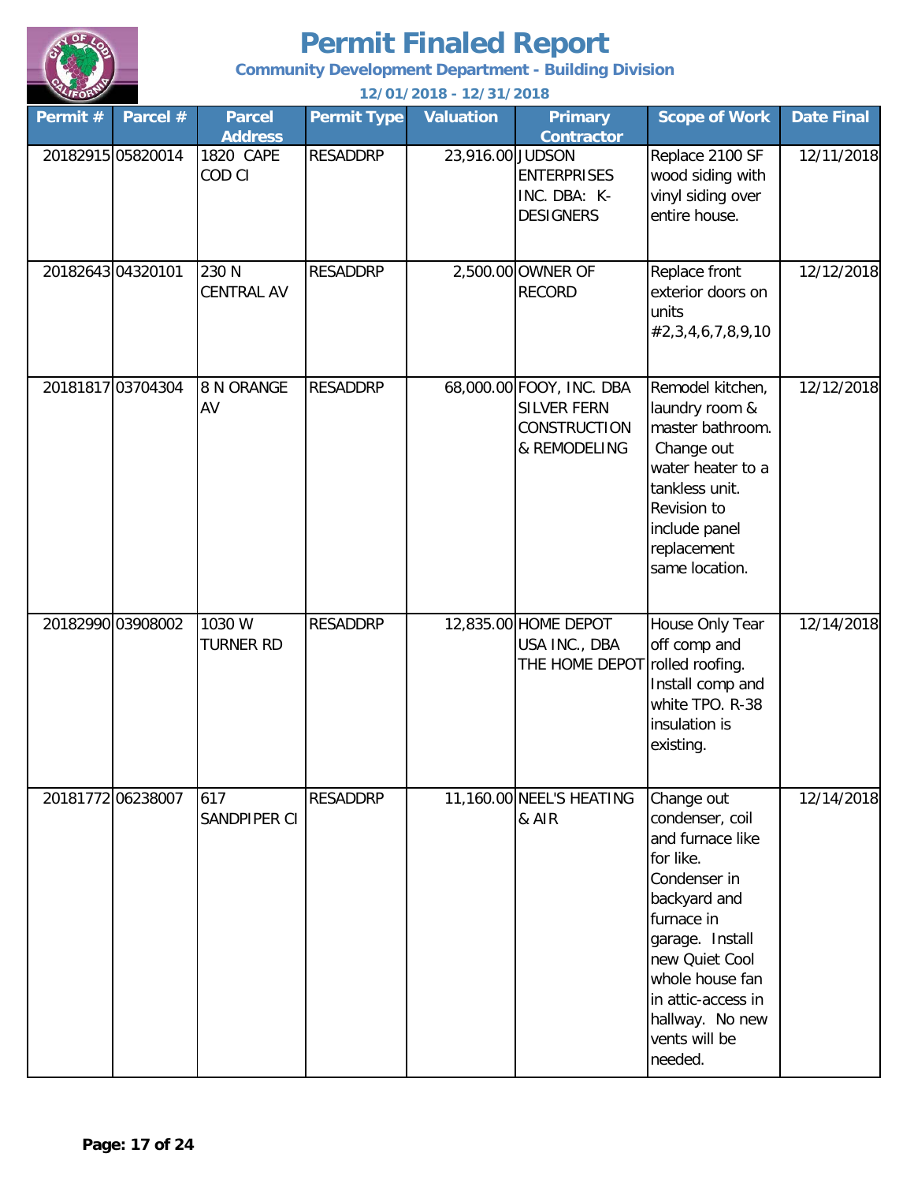# Permit Finaled Report

**Community Development Department - Building Division**

**12/01/2018 - 12/31/2018**

| Permit # | Parcel # | Parcel Address | Permit Type | Valuation | Primary Contractor | Scope of Work | Date Final |
|---|---|---|---|---|---|---|---|
| 20182915 | 05820014 | 1820 CAPE COD CI | RESADDRP | 23,916.00 | JUDSON ENTERPRISES INC. DBA: K-DESIGNERS | Replace 2100 SF wood siding with vinyl siding over entire house. | 12/11/2018 |
| 20182643 | 04320101 | 230 N CENTRAL AV | RESADDRP | 2,500.00 | OWNER OF RECORD | Replace front exterior doors on units #2,3,4,6,7,8,9,10 | 12/12/2018 |
| 20181817 | 03704304 | 8 N ORANGE AV | RESADDRP | 68,000.00 | FOOY, INC. DBA SILVER FERN CONSTRUCTION & REMODELING | Remodel kitchen, laundry room & master bathroom. Change out water heater to a tankless unit. Revision to include panel replacement same location. | 12/12/2018 |
| 20182990 | 03908002 | 1030 W TURNER RD | RESADDRP | 12,835.00 | HOME DEPOT USA INC., DBA THE HOME DEPOT | House Only Tear off comp and rolled roofing. Install comp and white TPO. R-38 insulation is existing. | 12/14/2018 |
| 20181772 | 06238007 | 617 SANDPIPER CI | RESADDRP | 11,160.00 | NEEL'S HEATING & AIR | Change out condenser, coil and furnace like for like. Condenser in backyard and furnace in garage. Install new Quiet Cool whole house fan in attic-access in hallway. No new vents will be needed. | 12/14/2018 |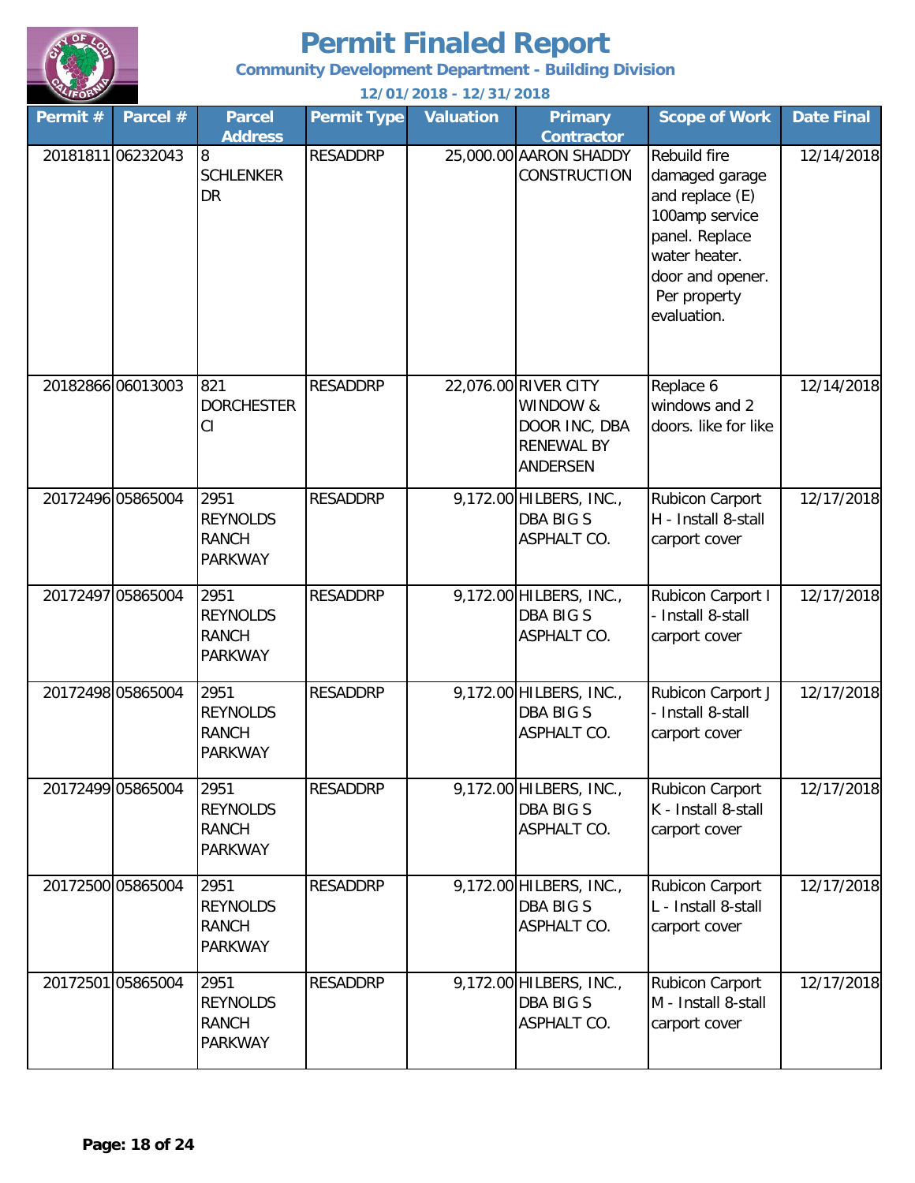# Permit Finaled Report

**Community Development Department - Building Division**

**12/01/2018 - 12/31/2018**

| Permit # | Parcel # | Parcel Address | Permit Type | Valuation | Primary Contractor | Scope of Work | Date Final |
|---|---|---|---|---|---|---|---|
| 20181811 | 06232043 | 8 SCHLENKER DR | RESADDRP | 25,000.00 | AARON SHADDY CONSTRUCTION | Rebuild fire damaged garage and replace (E) 100amp service panel. Replace water heater. door and opener. Per property evaluation. | 12/14/2018 |
| 20182866 | 06013003 | 821 DORCHESTER CI | RESADDRP | 22,076.00 | RIVER CITY WINDOW & DOOR INC, DBA RENEWAL BY ANDERSEN | Replace 6 windows and 2 doors. like for like | 12/14/2018 |
| 20172496 | 05865004 | 2951 REYNOLDS RANCH PARKWAY | RESADDRP | 9,172.00 | HILBERS, INC., DBA BIG S ASPHALT CO. | Rubicon Carport H - Install 8-stall carport cover | 12/17/2018 |
| 20172497 | 05865004 | 2951 REYNOLDS RANCH PARKWAY | RESADDRP | 9,172.00 | HILBERS, INC., DBA BIG S ASPHALT CO. | Rubicon Carport I - Install 8-stall carport cover | 12/17/2018 |
| 20172498 | 05865004 | 2951 REYNOLDS RANCH PARKWAY | RESADDRP | 9,172.00 | HILBERS, INC., DBA BIG S ASPHALT CO. | Rubicon Carport J - Install 8-stall carport cover | 12/17/2018 |
| 20172499 | 05865004 | 2951 REYNOLDS RANCH PARKWAY | RESADDRP | 9,172.00 | HILBERS, INC., DBA BIG S ASPHALT CO. | Rubicon Carport K - Install 8-stall carport cover | 12/17/2018 |
| 20172500 | 05865004 | 2951 REYNOLDS RANCH PARKWAY | RESADDRP | 9,172.00 | HILBERS, INC., DBA BIG S ASPHALT CO. | Rubicon Carport L - Install 8-stall carport cover | 12/17/2018 |
| 20172501 | 05865004 | 2951 REYNOLDS RANCH PARKWAY | RESADDRP | 9,172.00 | HILBERS, INC., DBA BIG S ASPHALT CO. | Rubicon Carport M - Install 8-stall carport cover | 12/17/2018 |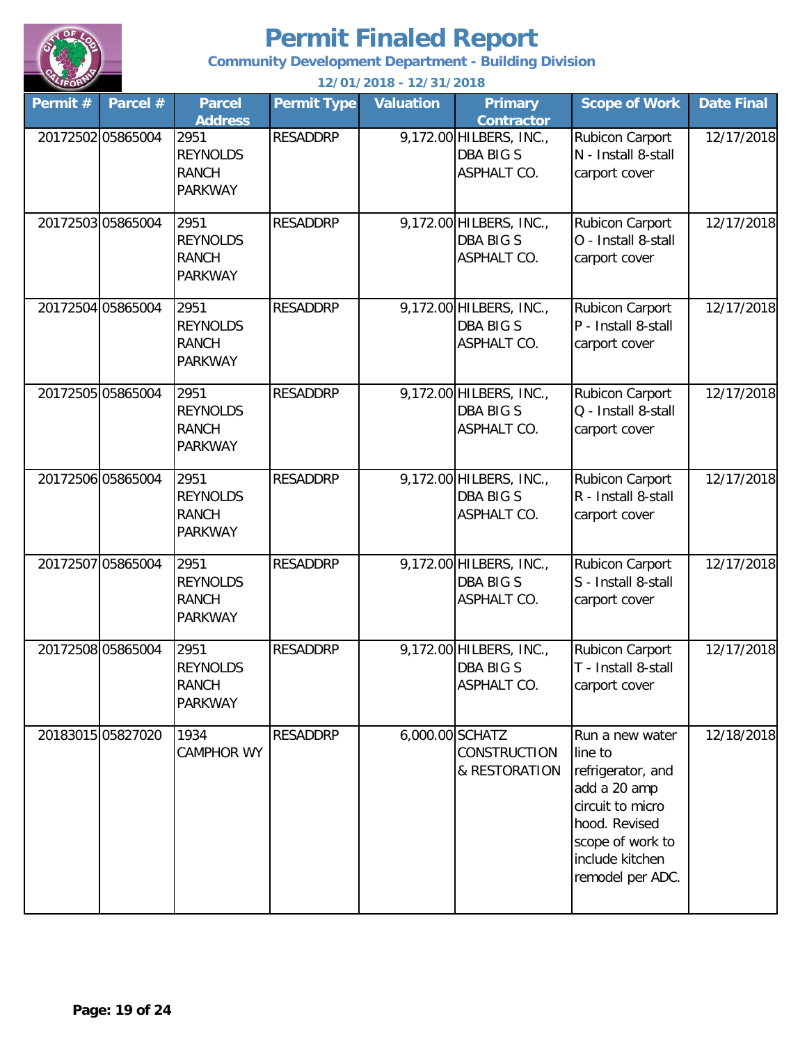# Permit Finaled Report

**Community Development Department - Building Division**

**12/01/2018 - 12/31/2018**

| Permit # | Parcel # | Parcel Address | Permit Type | Valuation | Primary Contractor | Scope of Work | Date Final |
|---|---|---|---|---|---|---|---|
| 20172502 | 05865004 | 2951 REYNOLDS RANCH PARKWAY | RESADDRP | 9,172.00 | HILBERS, INC., DBA BIG S ASPHALT CO. | Rubicon Carport N - Install 8-stall carport cover | 12/17/2018 |
| 20172503 | 05865004 | 2951 REYNOLDS RANCH PARKWAY | RESADDRP | 9,172.00 | HILBERS, INC., DBA BIG S ASPHALT CO. | Rubicon Carport O - Install 8-stall carport cover | 12/17/2018 |
| 20172504 | 05865004 | 2951 REYNOLDS RANCH PARKWAY | RESADDRP | 9,172.00 | HILBERS, INC., DBA BIG S ASPHALT CO. | Rubicon Carport P - Install 8-stall carport cover | 12/17/2018 |
| 20172505 | 05865004 | 2951 REYNOLDS RANCH PARKWAY | RESADDRP | 9,172.00 | HILBERS, INC., DBA BIG S ASPHALT CO. | Rubicon Carport Q - Install 8-stall carport cover | 12/17/2018 |
| 20172506 | 05865004 | 2951 REYNOLDS RANCH PARKWAY | RESADDRP | 9,172.00 | HILBERS, INC., DBA BIG S ASPHALT CO. | Rubicon Carport R - Install 8-stall carport cover | 12/17/2018 |
| 20172507 | 05865004 | 2951 REYNOLDS RANCH PARKWAY | RESADDRP | 9,172.00 | HILBERS, INC., DBA BIG S ASPHALT CO. | Rubicon Carport S - Install 8-stall carport cover | 12/17/2018 |
| 20172508 | 05865004 | 2951 REYNOLDS RANCH PARKWAY | RESADDRP | 9,172.00 | HILBERS, INC., DBA BIG S ASPHALT CO. | Rubicon Carport T - Install 8-stall carport cover | 12/17/2018 |
| 20183015 | 05827020 | 1934 CAMPHOR WY | RESADDRP | 6,000.00 | SCHATZ CONSTRUCTION & RESTORATION | Run a new water line to refrigerator, and add a 20 amp circuit to micro hood. Revised scope of work to include kitchen remodel per ADC. | 12/18/2018 |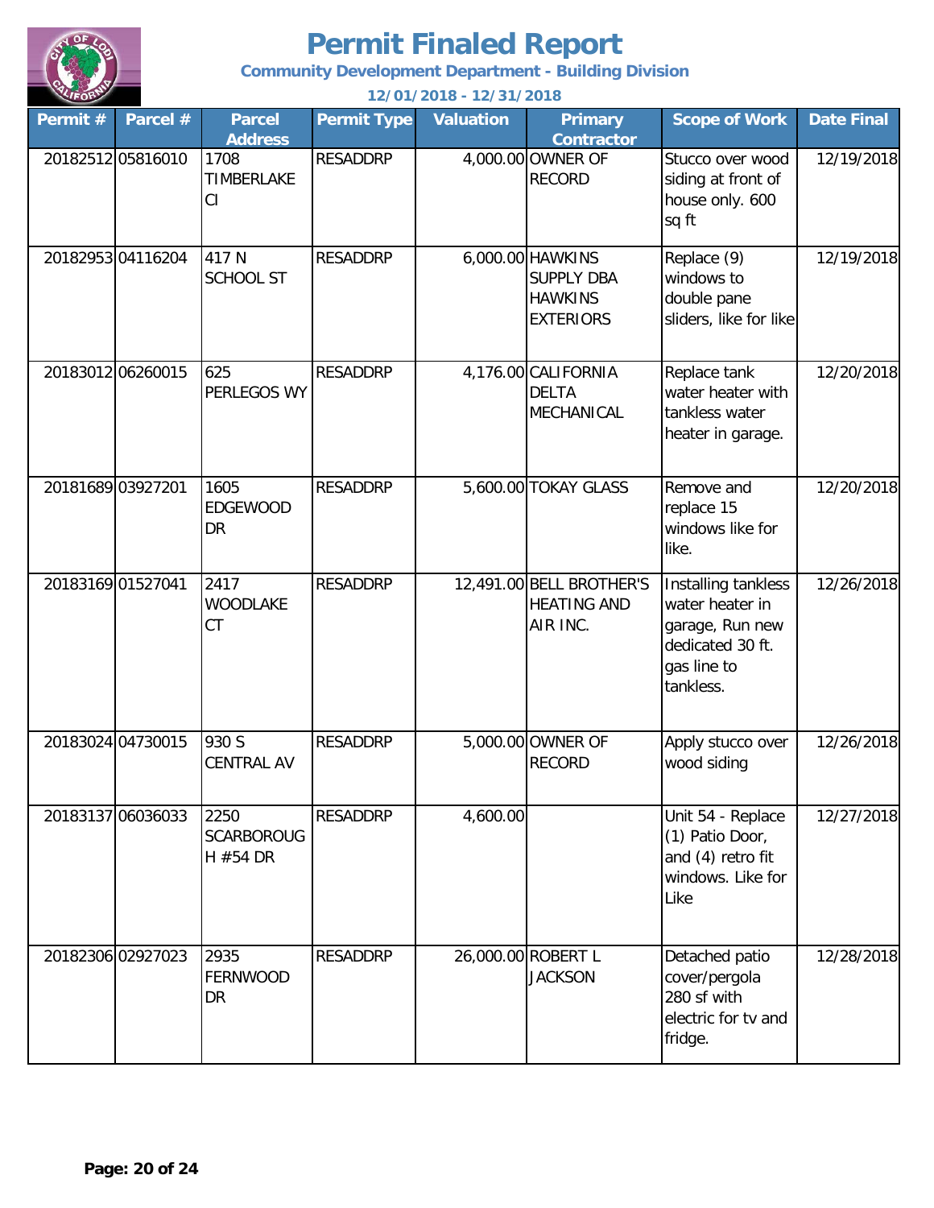# Permit Finaled Report

**Community Development Department - Building Division**

**12/01/2018 - 12/31/2018**

| Permit # | Parcel # | Parcel Address | Permit Type | Valuation | Primary Contractor | Scope of Work | Date Final |
|---|---|---|---|---|---|---|---|
| 20182512 | 05816010 | 1708 TIMBERLAKE CI | RESADDRP | 4,000.00 | OWNER OF RECORD | Stucco over wood siding at front of house only. 600 sq ft | 12/19/2018 |
| 20182953 | 04116204 | 417 N SCHOOL ST | RESADDRP | 6,000.00 | HAWKINS SUPPLY DBA HAWKINS EXTERIORS | Replace (9) windows to double pane sliders, like for like | 12/19/2018 |
| 20183012 | 06260015 | 625 PERLEGOS WY | RESADDRP | 4,176.00 | CALIFORNIA DELTA MECHANICAL | Replace tank water heater with tankless water heater in garage. | 12/20/2018 |
| 20181689 | 03927201 | 1605 EDGEWOOD DR | RESADDRP | 5,600.00 | TOKAY GLASS | Remove and replace 15 windows like for like. | 12/20/2018 |
| 20183169 | 01527041 | 2417 WOODLAKE CT | RESADDRP | 12,491.00 | BELL BROTHER'S HEATING AND AIR INC. | Installing tankless water heater in garage, Run new dedicated 30 ft. gas line to tankless. | 12/26/2018 |
| 20183024 | 04730015 | 930 S CENTRAL AV | RESADDRP | 5,000.00 | OWNER OF RECORD | Apply stucco over wood siding | 12/26/2018 |
| 20183137 | 06036033 | 2250 SCARBOROUGH #54 DR | RESADDRP | 4,600.00 | | Unit 54 - Replace (1) Patio Door, and (4) retro fit windows. Like for Like | 12/27/2018 |
| 20182306 | 02927023 | 2935 FERNWOOD DR | RESADDRP | 26,000.00 | ROBERT L JACKSON | Detached patio cover/pergola 280 sf with electric for tv and fridge. | 12/28/2018 |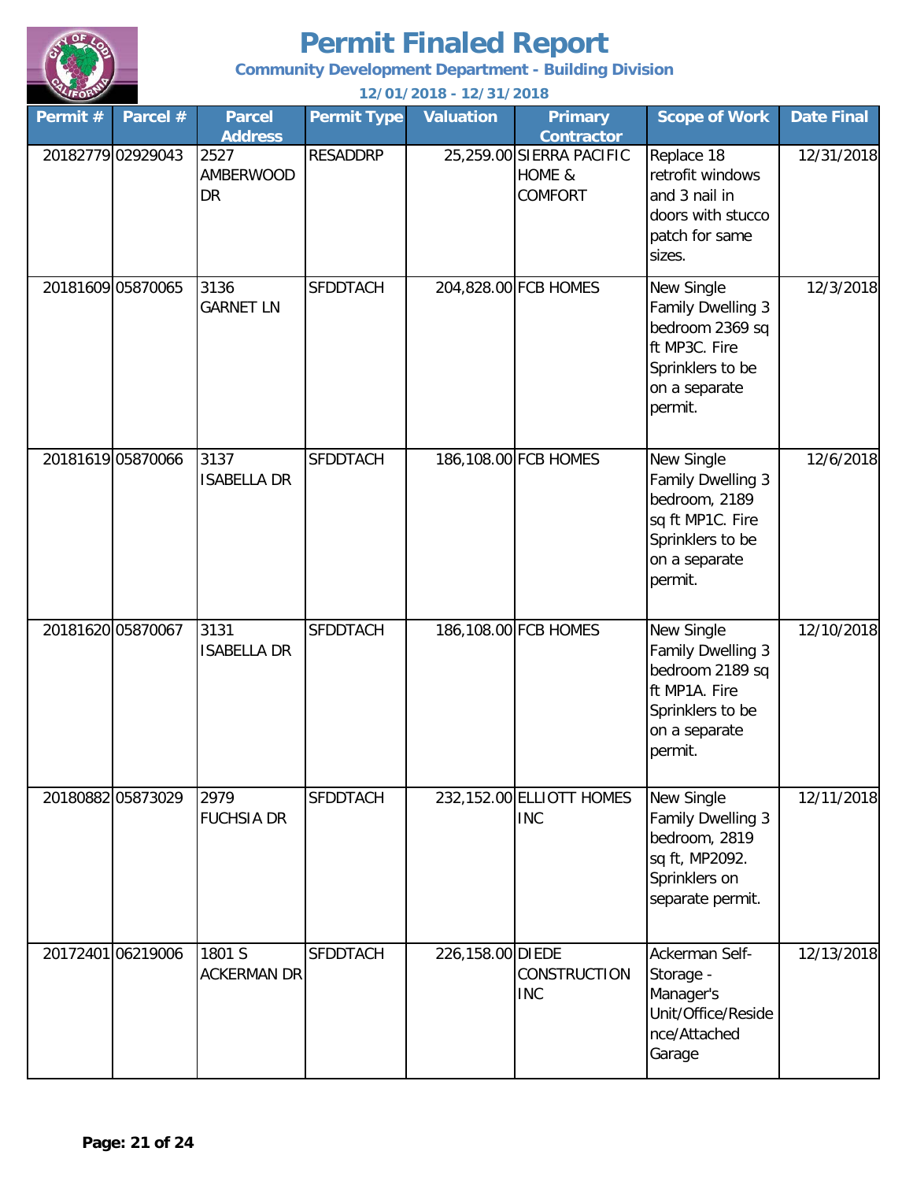# Permit Finaled Report

**Community Development Department - Building Division**

**12/01/2018 - 12/31/2018**

| Permit # | Parcel # | Parcel Address | Permit Type | Valuation | Primary Contractor | Scope of Work | Date Final |
|---|---|---|---|---|---|---|---|
| 20182779 | 02929043 | 2527 AMBERWOOD DR | RESADDRP | 25,259.00 | SIERRA PACIFIC HOME & COMFORT | Replace 18 retrofit windows and 3 nail in doors with stucco patch for same sizes. | 12/31/2018 |
| 20181609 | 05870065 | 3136 GARNET LN | SFDDTACH | 204,828.00 | FCB HOMES | New Single Family Dwelling 3 bedroom 2369 sq ft MP3C. Fire Sprinklers to be on a separate permit. | 12/3/2018 |
| 20181619 | 05870066 | 3137 ISABELLA DR | SFDDTACH | 186,108.00 | FCB HOMES | New Single Family Dwelling 3 bedroom, 2189 sq ft MP1C. Fire Sprinklers to be on a separate permit. | 12/6/2018 |
| 20181620 | 05870067 | 3131 ISABELLA DR | SFDDTACH | 186,108.00 | FCB HOMES | New Single Family Dwelling 3 bedroom 2189 sq ft MP1A. Fire Sprinklers to be on a separate permit. | 12/10/2018 |
| 20180882 | 05873029 | 2979 FUCHSIA DR | SFDDTACH | 232,152.00 | ELLIOTT HOMES INC | New Single Family Dwelling 3 bedroom, 2819 sq ft, MP2092. Sprinklers on separate permit. | 12/11/2018 |
| 20172401 | 06219006 | 1801 S ACKERMAN DR | SFDDTACH | 226,158.00 | DIEDE CONSTRUCTION INC | Ackerman Self-Storage - Manager's Unit/Office/Residence/Attached Garage | 12/13/2018 |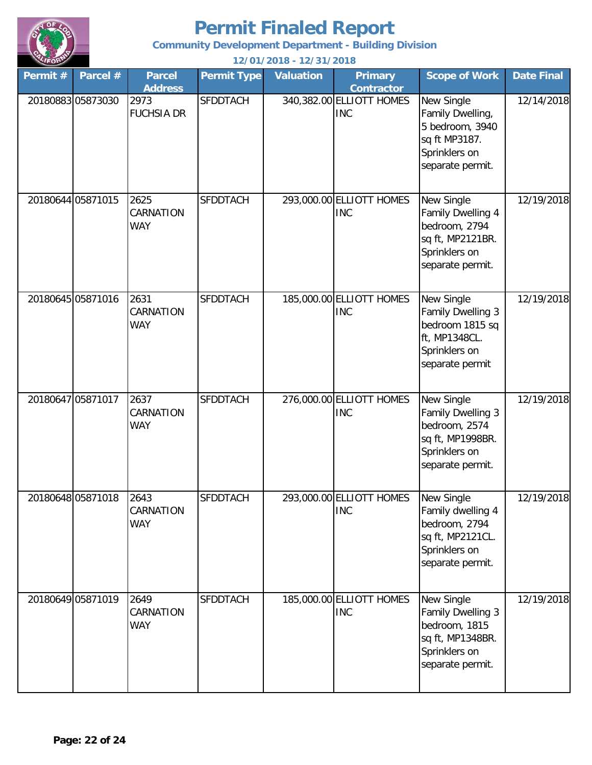# Permit Finaled Report

**Community Development Department - Building Division**

**12/01/2018 - 12/31/2018**

| Permit # | Parcel # | Parcel Address | Permit Type | Valuation | Primary Contractor | Scope of Work | Date Final |
|---|---|---|---|---|---|---|---|
| 20180883 | 05873030 | 2973 FUCHSIA DR | SFDDTACH | 340,382.00 | ELLIOTT HOMES INC | New Single Family Dwelling, 5 bedroom, 3940 sq ft MP3187. Sprinklers on separate permit. | 12/14/2018 |
| 20180644 | 05871015 | 2625 CARNATION WAY | SFDDTACH | 293,000.00 | ELLIOTT HOMES INC | New Single Family Dwelling 4 bedroom, 2794 sq ft, MP2121BR. Sprinklers on separate permit. | 12/19/2018 |
| 20180645 | 05871016 | 2631 CARNATION WAY | SFDDTACH | 185,000.00 | ELLIOTT HOMES INC | New Single Family Dwelling 3 bedroom 1815 sq ft, MP1348CL. Sprinklers on separate permit | 12/19/2018 |
| 20180647 | 05871017 | 2637 CARNATION WAY | SFDDTACH | 276,000.00 | ELLIOTT HOMES INC | New Single Family Dwelling 3 bedroom, 2574 sq ft, MP1998BR. Sprinklers on separate permit. | 12/19/2018 |
| 20180648 | 05871018 | 2643 CARNATION WAY | SFDDTACH | 293,000.00 | ELLIOTT HOMES INC | New Single Family dwelling 4 bedroom, 2794 sq ft, MP2121CL. Sprinklers on separate permit. | 12/19/2018 |
| 20180649 | 05871019 | 2649 CARNATION WAY | SFDDTACH | 185,000.00 | ELLIOTT HOMES INC | New Single Family Dwelling 3 bedroom, 1815 sq ft, MP1348BR. Sprinklers on separate permit. | 12/19/2018 |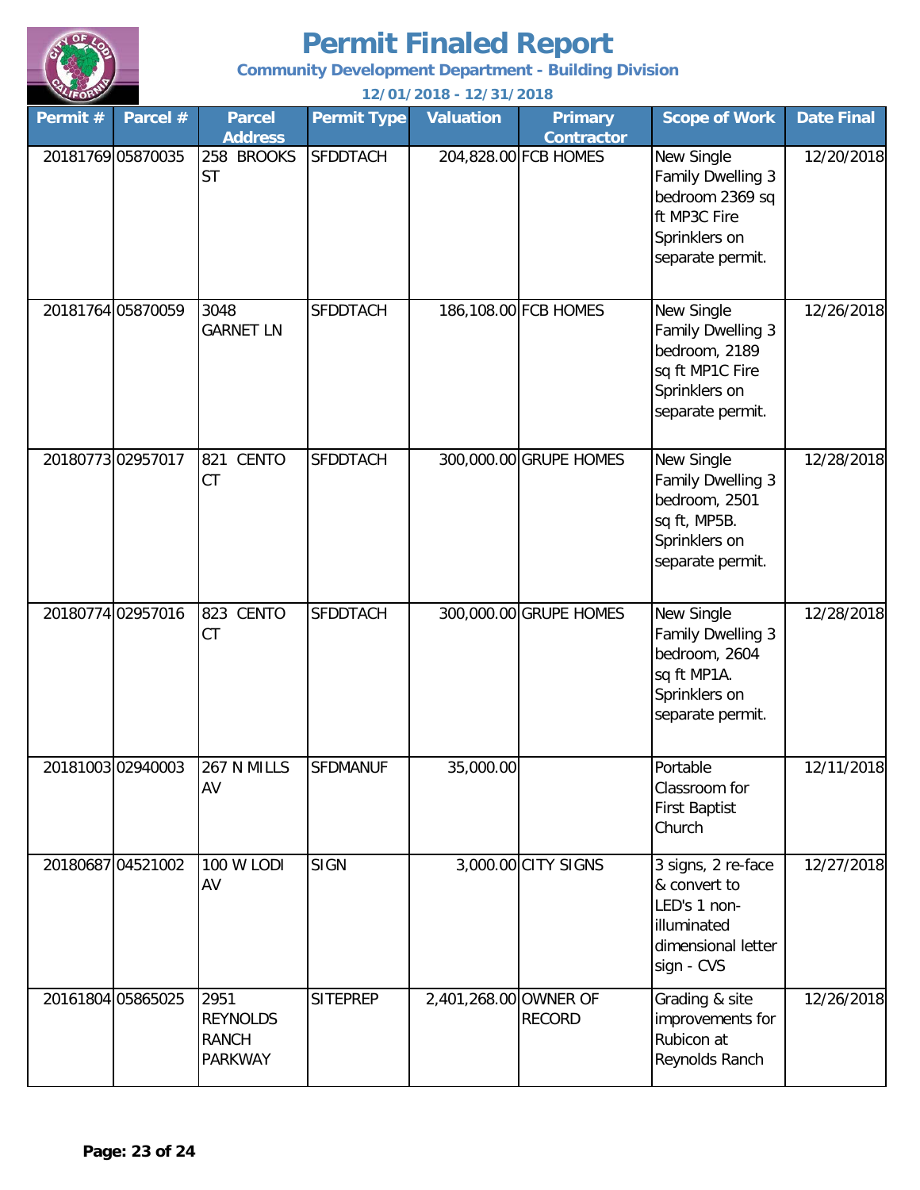# Permit Finaled Report

**Community Development Department - Building Division**

**12/01/2018 - 12/31/2018**

| Permit # | Parcel # | Parcel Address | Permit Type | Valuation | Primary Contractor | Scope of Work | Date Final |
|---|---|---|---|---|---|---|---|
| 20181769 | 05870035 | 258 BROOKS ST | SFDDTACH | 204,828.00 | FCB HOMES | New Single Family Dwelling 3 bedroom 2369 sq ft MP3C Fire Sprinklers on separate permit. | 12/20/2018 |
| 20181764 | 05870059 | 3048 GARNET LN | SFDDTACH | 186,108.00 | FCB HOMES | New Single Family Dwelling 3 bedroom, 2189 sq ft MP1C Fire Sprinklers on separate permit. | 12/26/2018 |
| 20180773 | 02957017 | 821 CENTO CT | SFDDTACH | 300,000.00 | GRUPE HOMES | New Single Family Dwelling 3 bedroom, 2501 sq ft, MP5B. Sprinklers on separate permit. | 12/28/2018 |
| 20180774 | 02957016 | 823 CENTO CT | SFDDTACH | 300,000.00 | GRUPE HOMES | New Single Family Dwelling 3 bedroom, 2604 sq ft MP1A. Sprinklers on separate permit. | 12/28/2018 |
| 20181003 | 02940003 | 267 N MILLS AV | SFDMANUF | 35,000.00 | | Portable Classroom for First Baptist Church | 12/11/2018 |
| 20180687 | 04521002 | 100 W LODI AV | SIGN | 3,000.00 | CITY SIGNS | 3 signs, 2 re-face & convert to LED's 1 non-illuminated dimensional letter sign - CVS | 12/27/2018 |
| 20161804 | 05865025 | 2951 REYNOLDS RANCH PARKWAY | SITEPREP | 2,401,268.00 | OWNER OF RECORD | Grading & site improvements for Rubicon at Reynolds Ranch | 12/26/2018 |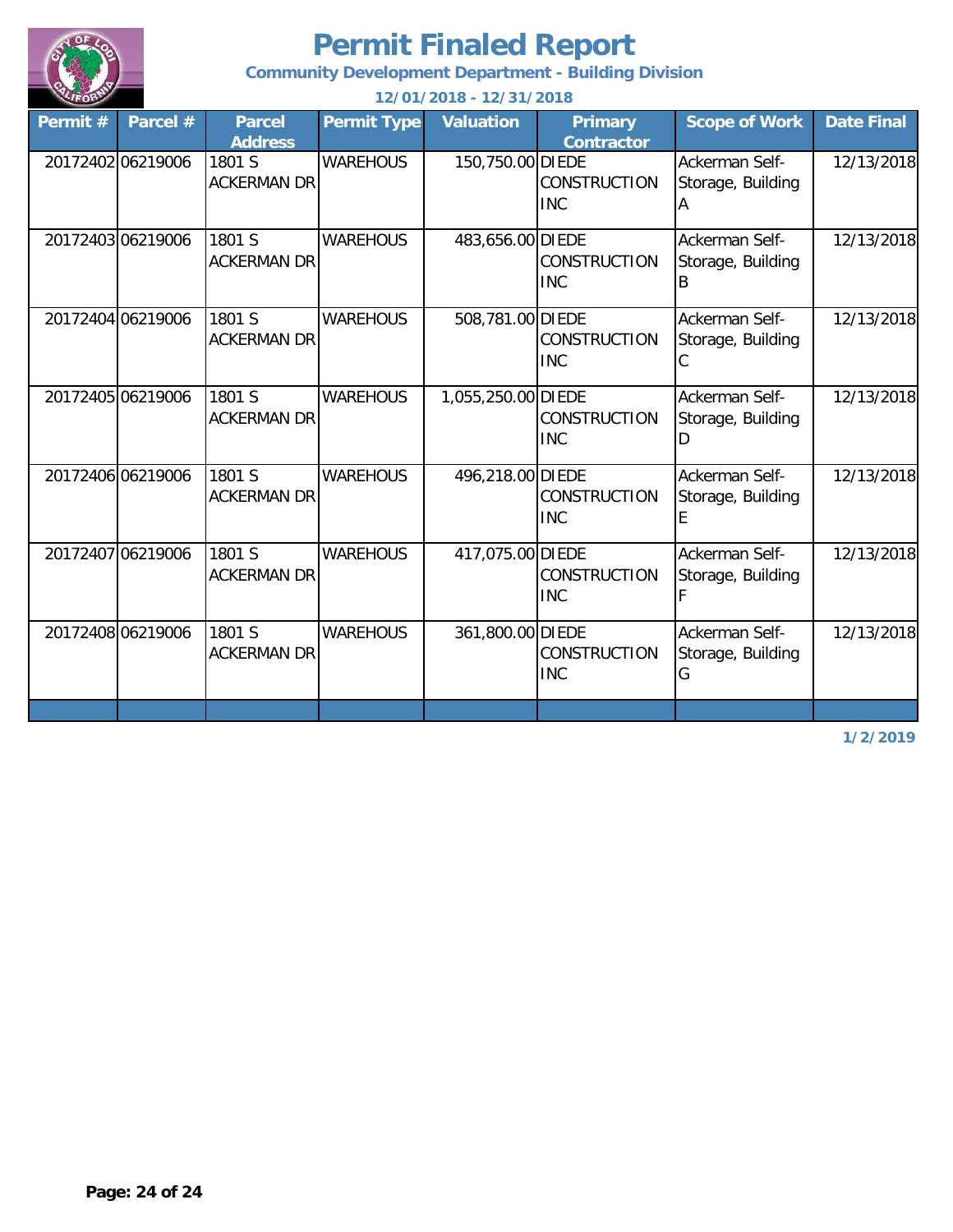# Permit Finaled Report

**Community Development Department - Building Division**

**12/01/2018 - 12/31/2018**

| Permit # | Parcel # | Parcel Address | Permit Type | Valuation | Primary Contractor | Scope of Work | Date Final |
|---|---|---|---|---|---|---|---|
| 20172402 | 06219006 | 1801 S ACKERMAN DR | WAREHOUS | 150,750.00 | DIEDE CONSTRUCTION INC | Ackerman Self-Storage, Building A | 12/13/2018 |
| 20172403 | 06219006 | 1801 S ACKERMAN DR | WAREHOUS | 483,656.00 | DIEDE CONSTRUCTION INC | Ackerman Self-Storage, Building B | 12/13/2018 |
| 20172404 | 06219006 | 1801 S ACKERMAN DR | WAREHOUS | 508,781.00 | DIEDE CONSTRUCTION INC | Ackerman Self-Storage, Building C | 12/13/2018 |
| 20172405 | 06219006 | 1801 S ACKERMAN DR | WAREHOUS | 1,055,250.00 | DIEDE CONSTRUCTION INC | Ackerman Self-Storage, Building D | 12/13/2018 |
| 20172406 | 06219006 | 1801 S ACKERMAN DR | WAREHOUS | 496,218.00 | DIEDE CONSTRUCTION INC | Ackerman Self-Storage, Building E | 12/13/2018 |
| 20172407 | 06219006 | 1801 S ACKERMAN DR | WAREHOUS | 417,075.00 | DIEDE CONSTRUCTION INC | Ackerman Self-Storage, Building F | 12/13/2018 |
| 20172408 | 06219006 | 1801 S ACKERMAN DR | WAREHOUS | 361,800.00 | DIEDE CONSTRUCTION INC | Ackerman Self-Storage, Building G | 12/13/2018 |
| | | | | | | | |

1/2/2019